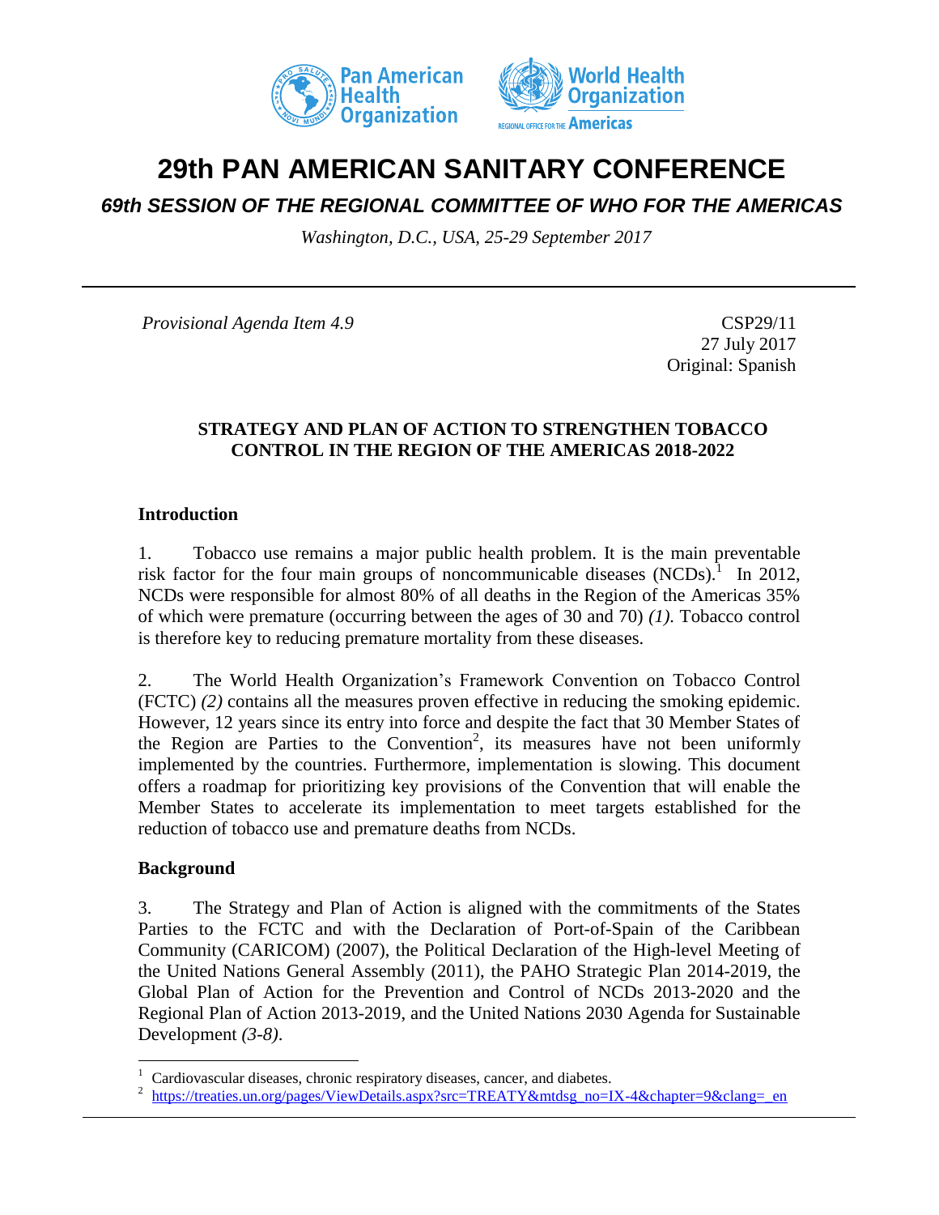# 29th PAN AMERICAN SANITARY CONFERENCE

## *69th SESSION OF THE REGIONAL COMMITTEE OF WHO FOR THE AMERICAS*

*Washington, D.C., USA, 25-29 September 2017*

*Provisional Agenda Item 4.9*

CSP29/11
27 July 2017
Original: Spanish

**STRATEGY AND PLAN OF ACTION TO STRENGTHEN TOBACCO CONTROL IN THE REGION OF THE AMERICAS 2018-2022**

### Introduction

1. Tobacco use remains a major public health problem. It is the main preventable risk factor for the four main groups of noncommunicable diseases (NCDs).[1] In 2012, NCDs were responsible for almost 80% of all deaths in the Region of the Americas 35% of which were premature (occurring between the ages of 30 and 70) *(1).* Tobacco control is therefore key to reducing premature mortality from these diseases.

2. The World Health Organization's Framework Convention on Tobacco Control (FCTC) *(2)* contains all the measures proven effective in reducing the smoking epidemic. However, 12 years since its entry into force and despite the fact that 30 Member States of the Region are Parties to the Convention[2], its measures have not been uniformly implemented by the countries. Furthermore, implementation is slowing. This document offers a roadmap for prioritizing key provisions of the Convention that will enable the Member States to accelerate its implementation to meet targets established for the reduction of tobacco use and premature deaths from NCDs.

### Background

3. The Strategy and Plan of Action is aligned with the commitments of the States Parties to the FCTC and with the Declaration of Port-of-Spain of the Caribbean Community (CARICOM) (2007), the Political Declaration of the High-level Meeting of the United Nations General Assembly (2011), the PAHO Strategic Plan 2014-2019, the Global Plan of Action for the Prevention and Control of NCDs 2013-2020 and the Regional Plan of Action 2013-2019, and the United Nations 2030 Agenda for Sustainable Development *(3-8)*.

---

[1] Cardiovascular diseases, chronic respiratory diseases, cancer, and diabetes.

[2] https://treaties.un.org/pages/ViewDetails.aspx?src=TREATY&mtdsg_no=IX-4&chapter=9&clang=_en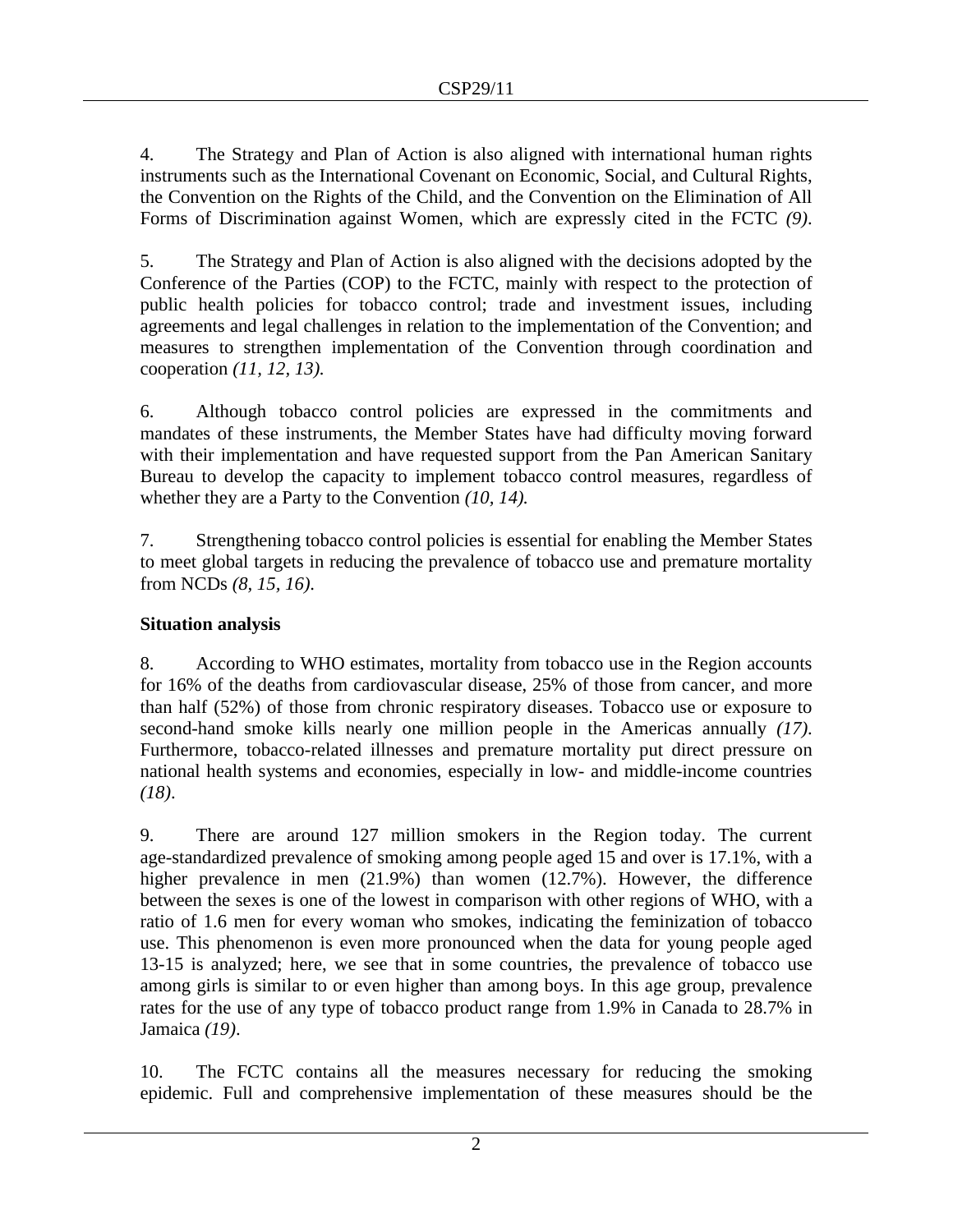4. The Strategy and Plan of Action is also aligned with international human rights instruments such as the International Covenant on Economic, Social, and Cultural Rights, the Convention on the Rights of the Child, and the Convention on the Elimination of All Forms of Discrimination against Women, which are expressly cited in the FCTC *(9)*.

5. The Strategy and Plan of Action is also aligned with the decisions adopted by the Conference of the Parties (COP) to the FCTC, mainly with respect to the protection of public health policies for tobacco control; trade and investment issues, including agreements and legal challenges in relation to the implementation of the Convention; and measures to strengthen implementation of the Convention through coordination and cooperation *(11, 12, 13).*

6. Although tobacco control policies are expressed in the commitments and mandates of these instruments, the Member States have had difficulty moving forward with their implementation and have requested support from the Pan American Sanitary Bureau to develop the capacity to implement tobacco control measures, regardless of whether they are a Party to the Convention *(10, 14).*

7. Strengthening tobacco control policies is essential for enabling the Member States to meet global targets in reducing the prevalence of tobacco use and premature mortality from NCDs *(8, 15, 16).*

**Situation analysis**

8. According to WHO estimates, mortality from tobacco use in the Region accounts for 16% of the deaths from cardiovascular disease, 25% of those from cancer, and more than half (52%) of those from chronic respiratory diseases. Tobacco use or exposure to second-hand smoke kills nearly one million people in the Americas annually *(17)*. Furthermore, tobacco-related illnesses and premature mortality put direct pressure on national health systems and economies, especially in low- and middle-income countries *(18)*.

9. There are around 127 million smokers in the Region today. The current age-standardized prevalence of smoking among people aged 15 and over is 17.1%, with a higher prevalence in men (21.9%) than women (12.7%). However, the difference between the sexes is one of the lowest in comparison with other regions of WHO, with a ratio of 1.6 men for every woman who smokes, indicating the feminization of tobacco use. This phenomenon is even more pronounced when the data for young people aged 13-15 is analyzed; here, we see that in some countries, the prevalence of tobacco use among girls is similar to or even higher than among boys. In this age group, prevalence rates for the use of any type of tobacco product range from 1.9% in Canada to 28.7% in Jamaica *(19)*.

10. The FCTC contains all the measures necessary for reducing the smoking epidemic. Full and comprehensive implementation of these measures should be the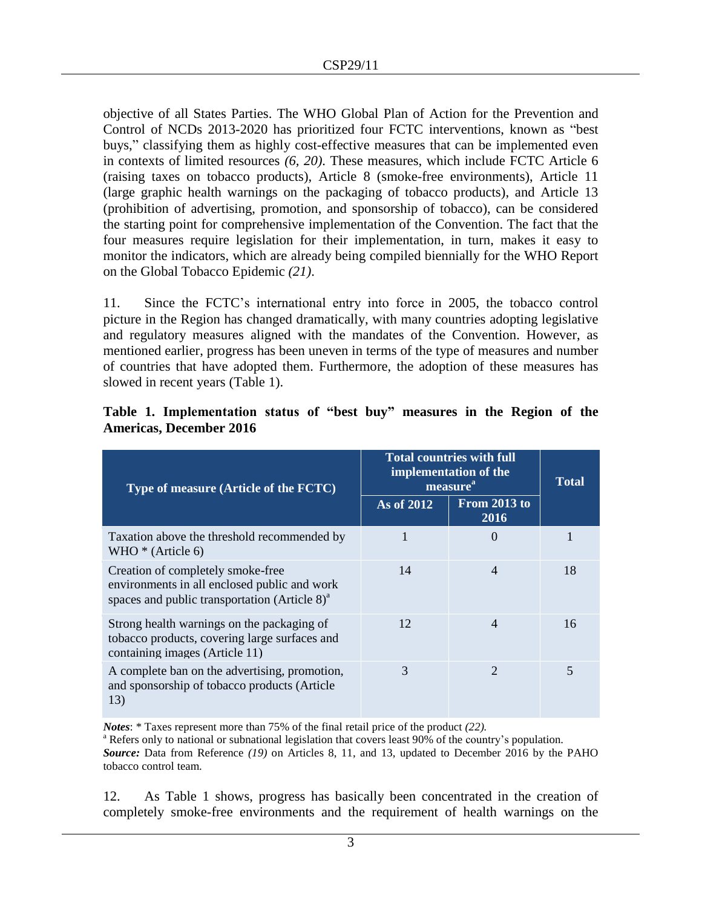objective of all States Parties. The WHO Global Plan of Action for the Prevention and Control of NCDs 2013-2020 has prioritized four FCTC interventions, known as "best buys," classifying them as highly cost-effective measures that can be implemented even in contexts of limited resources *(6, 20)*. These measures, which include FCTC Article 6 (raising taxes on tobacco products), Article 8 (smoke-free environments), Article 11 (large graphic health warnings on the packaging of tobacco products), and Article 13 (prohibition of advertising, promotion, and sponsorship of tobacco), can be considered the starting point for comprehensive implementation of the Convention. The fact that the four measures require legislation for their implementation, in turn, makes it easy to monitor the indicators, which are already being compiled biennially for the WHO Report on the Global Tobacco Epidemic *(21)*.

11. Since the FCTC's international entry into force in 2005, the tobacco control picture in the Region has changed dramatically, with many countries adopting legislative and regulatory measures aligned with the mandates of the Convention. However, as mentioned earlier, progress has been uneven in terms of the type of measures and number of countries that have adopted them. Furthermore, the adoption of these measures has slowed in recent years (Table 1).

**Table 1. Implementation status of "best buy" measures in the Region of the Americas, December 2016**

| Type of measure (Article of the FCTC) | Total countries with full implementation of the measure[a] | | Total |
|---|---|---|---|
| | As of 2012 | From 2013 to 2016 | |
| Taxation above the threshold recommended by WHO * (Article 6) | 1 | 0 | 1 |
| Creation of completely smoke-free environments in all enclosed public and work spaces and public transportation (Article 8)[a] | 14 | 4 | 18 |
| Strong health warnings on the packaging of tobacco products, covering large surfaces and containing images (Article 11) | 12 | 4 | 16 |
| A complete ban on the advertising, promotion, and sponsorship of tobacco products (Article 13) | 3 | 2 | 5 |

***Notes***: * Taxes represent more than 75% of the final retail price of the product *(22).*
[a] Refers only to national or subnational legislation that covers least 90% of the country's population.
***Source:*** Data from Reference *(19)* on Articles 8, 11, and 13, updated to December 2016 by the PAHO tobacco control team.

12. As Table 1 shows, progress has basically been concentrated in the creation of completely smoke-free environments and the requirement of health warnings on the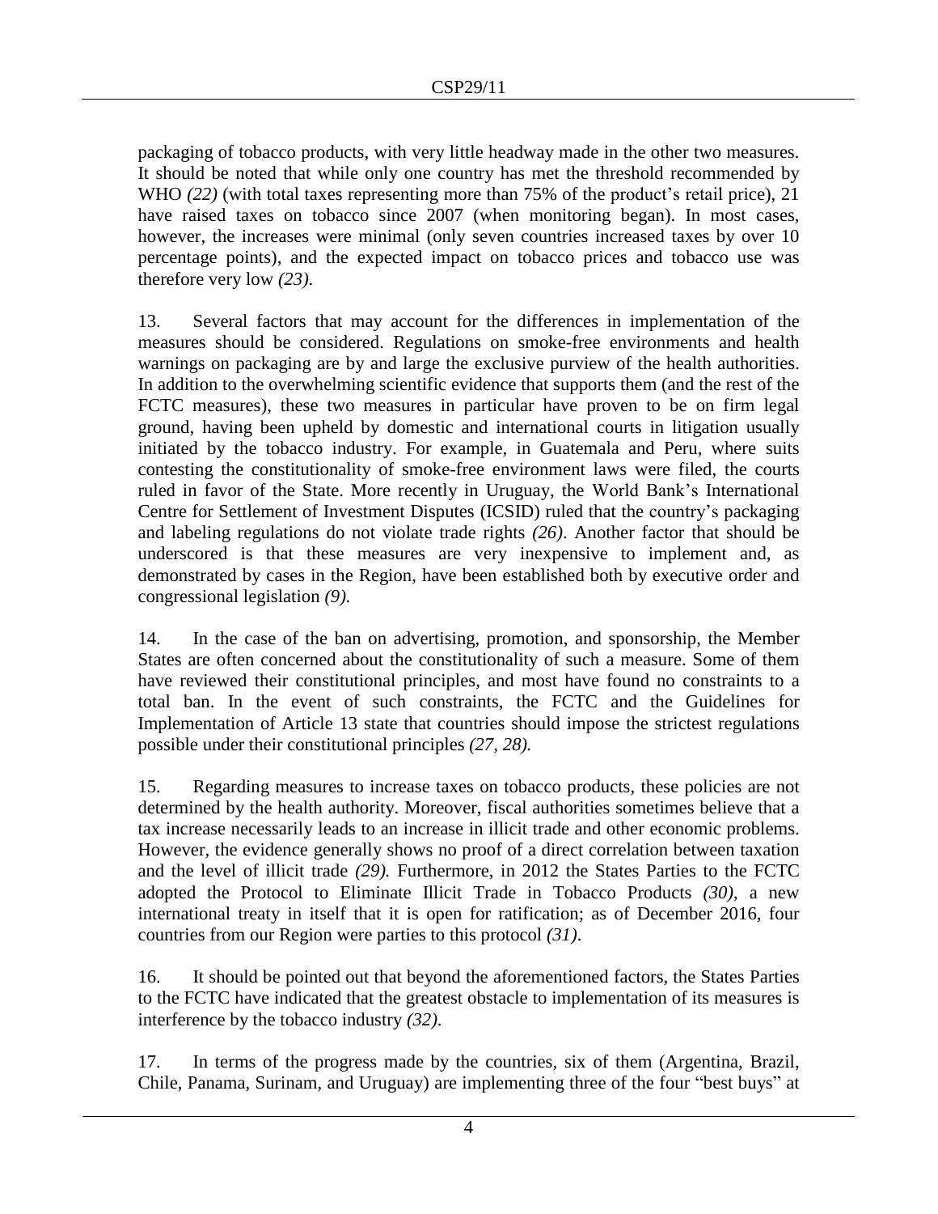packaging of tobacco products, with very little headway made in the other two measures. It should be noted that while only one country has met the threshold recommended by WHO *(22)* (with total taxes representing more than 75% of the product's retail price), 21 have raised taxes on tobacco since 2007 (when monitoring began). In most cases, however, the increases were minimal (only seven countries increased taxes by over 10 percentage points), and the expected impact on tobacco prices and tobacco use was therefore very low *(23)*.

13. Several factors that may account for the differences in implementation of the measures should be considered. Regulations on smoke-free environments and health warnings on packaging are by and large the exclusive purview of the health authorities. In addition to the overwhelming scientific evidence that supports them (and the rest of the FCTC measures), these two measures in particular have proven to be on firm legal ground, having been upheld by domestic and international courts in litigation usually initiated by the tobacco industry. For example, in Guatemala and Peru, where suits contesting the constitutionality of smoke-free environment laws were filed, the courts ruled in favor of the State. More recently in Uruguay, the World Bank's International Centre for Settlement of Investment Disputes (ICSID) ruled that the country's packaging and labeling regulations do not violate trade rights *(26)*. Another factor that should be underscored is that these measures are very inexpensive to implement and, as demonstrated by cases in the Region, have been established both by executive order and congressional legislation *(9)*.

14. In the case of the ban on advertising, promotion, and sponsorship, the Member States are often concerned about the constitutionality of such a measure. Some of them have reviewed their constitutional principles, and most have found no constraints to a total ban. In the event of such constraints, the FCTC and the Guidelines for Implementation of Article 13 state that countries should impose the strictest regulations possible under their constitutional principles *(27, 28)*.

15. Regarding measures to increase taxes on tobacco products, these policies are not determined by the health authority. Moreover, fiscal authorities sometimes believe that a tax increase necessarily leads to an increase in illicit trade and other economic problems. However, the evidence generally shows no proof of a direct correlation between taxation and the level of illicit trade *(29)*. Furthermore, in 2012 the States Parties to the FCTC adopted the Protocol to Eliminate Illicit Trade in Tobacco Products *(30)*, a new international treaty in itself that it is open for ratification; as of December 2016, four countries from our Region were parties to this protocol *(31)*.

16. It should be pointed out that beyond the aforementioned factors, the States Parties to the FCTC have indicated that the greatest obstacle to implementation of its measures is interference by the tobacco industry *(32)*.

17. In terms of the progress made by the countries, six of them (Argentina, Brazil, Chile, Panama, Surinam, and Uruguay) are implementing three of the four "best buys" at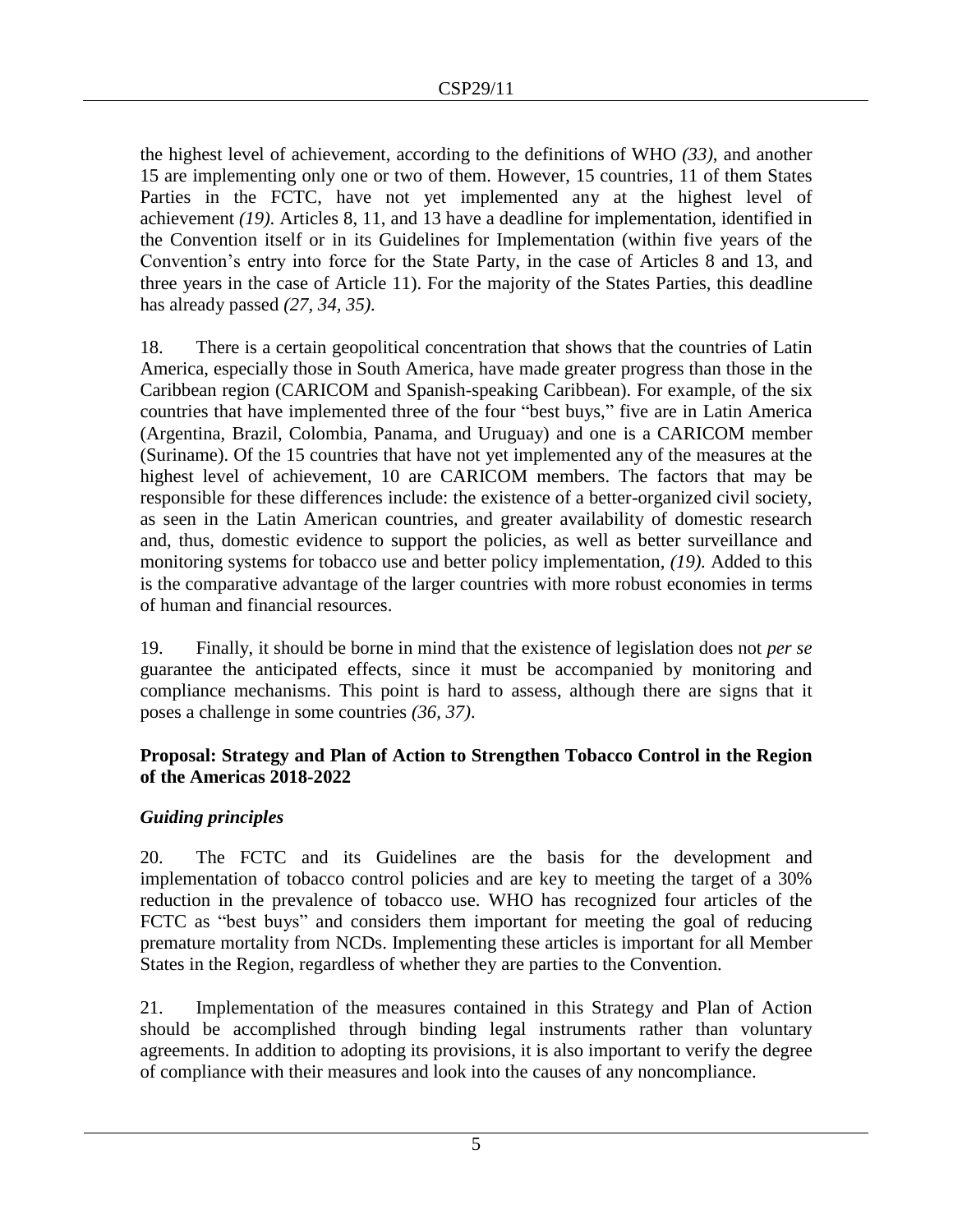the highest level of achievement, according to the definitions of WHO *(33)*, and another 15 are implementing only one or two of them. However, 15 countries, 11 of them States Parties in the FCTC, have not yet implemented any at the highest level of achievement *(19)*. Articles 8, 11, and 13 have a deadline for implementation, identified in the Convention itself or in its Guidelines for Implementation (within five years of the Convention's entry into force for the State Party, in the case of Articles 8 and 13, and three years in the case of Article 11). For the majority of the States Parties, this deadline has already passed *(27, 34, 35)*.

18. There is a certain geopolitical concentration that shows that the countries of Latin America, especially those in South America, have made greater progress than those in the Caribbean region (CARICOM and Spanish-speaking Caribbean). For example, of the six countries that have implemented three of the four "best buys," five are in Latin America (Argentina, Brazil, Colombia, Panama, and Uruguay) and one is a CARICOM member (Suriname). Of the 15 countries that have not yet implemented any of the measures at the highest level of achievement, 10 are CARICOM members. The factors that may be responsible for these differences include: the existence of a better-organized civil society, as seen in the Latin American countries, and greater availability of domestic research and, thus, domestic evidence to support the policies, as well as better surveillance and monitoring systems for tobacco use and better policy implementation, *(19)*. Added to this is the comparative advantage of the larger countries with more robust economies in terms of human and financial resources.

19. Finally, it should be borne in mind that the existence of legislation does not *per se* guarantee the anticipated effects, since it must be accompanied by monitoring and compliance mechanisms. This point is hard to assess, although there are signs that it poses a challenge in some countries *(36, 37)*.

## Proposal: Strategy and Plan of Action to Strengthen Tobacco Control in the Region of the Americas 2018-2022

### *Guiding principles*

20. The FCTC and its Guidelines are the basis for the development and implementation of tobacco control policies and are key to meeting the target of a 30% reduction in the prevalence of tobacco use. WHO has recognized four articles of the FCTC as "best buys" and considers them important for meeting the goal of reducing premature mortality from NCDs. Implementing these articles is important for all Member States in the Region, regardless of whether they are parties to the Convention.

21. Implementation of the measures contained in this Strategy and Plan of Action should be accomplished through binding legal instruments rather than voluntary agreements. In addition to adopting its provisions, it is also important to verify the degree of compliance with their measures and look into the causes of any noncompliance.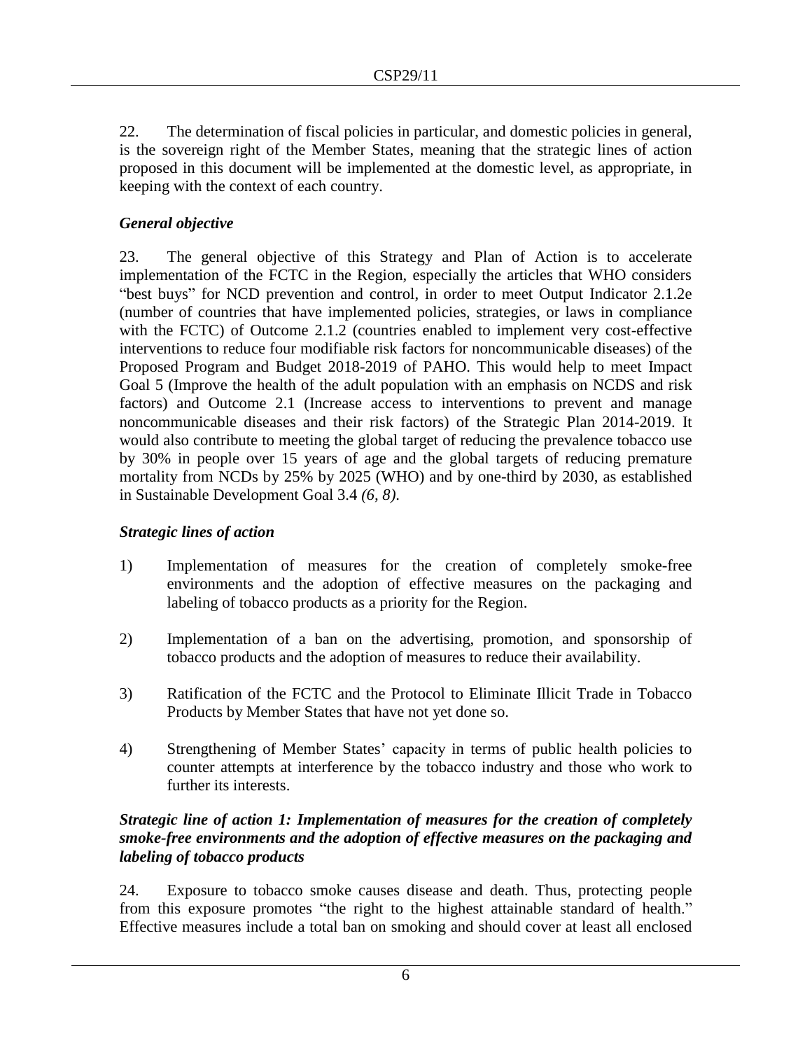22. The determination of fiscal policies in particular, and domestic policies in general, is the sovereign right of the Member States, meaning that the strategic lines of action proposed in this document will be implemented at the domestic level, as appropriate, in keeping with the context of each country.

### *General objective*

23. The general objective of this Strategy and Plan of Action is to accelerate implementation of the FCTC in the Region, especially the articles that WHO considers "best buys" for NCD prevention and control, in order to meet Output Indicator 2.1.2e (number of countries that have implemented policies, strategies, or laws in compliance with the FCTC) of Outcome 2.1.2 (countries enabled to implement very cost-effective interventions to reduce four modifiable risk factors for noncommunicable diseases) of the Proposed Program and Budget 2018-2019 of PAHO. This would help to meet Impact Goal 5 (Improve the health of the adult population with an emphasis on NCDS and risk factors) and Outcome 2.1 (Increase access to interventions to prevent and manage noncommunicable diseases and their risk factors) of the Strategic Plan 2014-2019. It would also contribute to meeting the global target of reducing the prevalence tobacco use by 30% in people over 15 years of age and the global targets of reducing premature mortality from NCDs by 25% by 2025 (WHO) and by one-third by 2030, as established in Sustainable Development Goal 3.4 *(6, 8)*.

### *Strategic lines of action*

1) Implementation of measures for the creation of completely smoke-free environments and the adoption of effective measures on the packaging and labeling of tobacco products as a priority for the Region.

2) Implementation of a ban on the advertising, promotion, and sponsorship of tobacco products and the adoption of measures to reduce their availability.

3) Ratification of the FCTC and the Protocol to Eliminate Illicit Trade in Tobacco Products by Member States that have not yet done so.

4) Strengthening of Member States' capacity in terms of public health policies to counter attempts at interference by the tobacco industry and those who work to further its interests.

### *Strategic line of action 1: Implementation of measures for the creation of completely smoke-free environments and the adoption of effective measures on the packaging and labeling of tobacco products*

24. Exposure to tobacco smoke causes disease and death. Thus, protecting people from this exposure promotes "the right to the highest attainable standard of health." Effective measures include a total ban on smoking and should cover at least all enclosed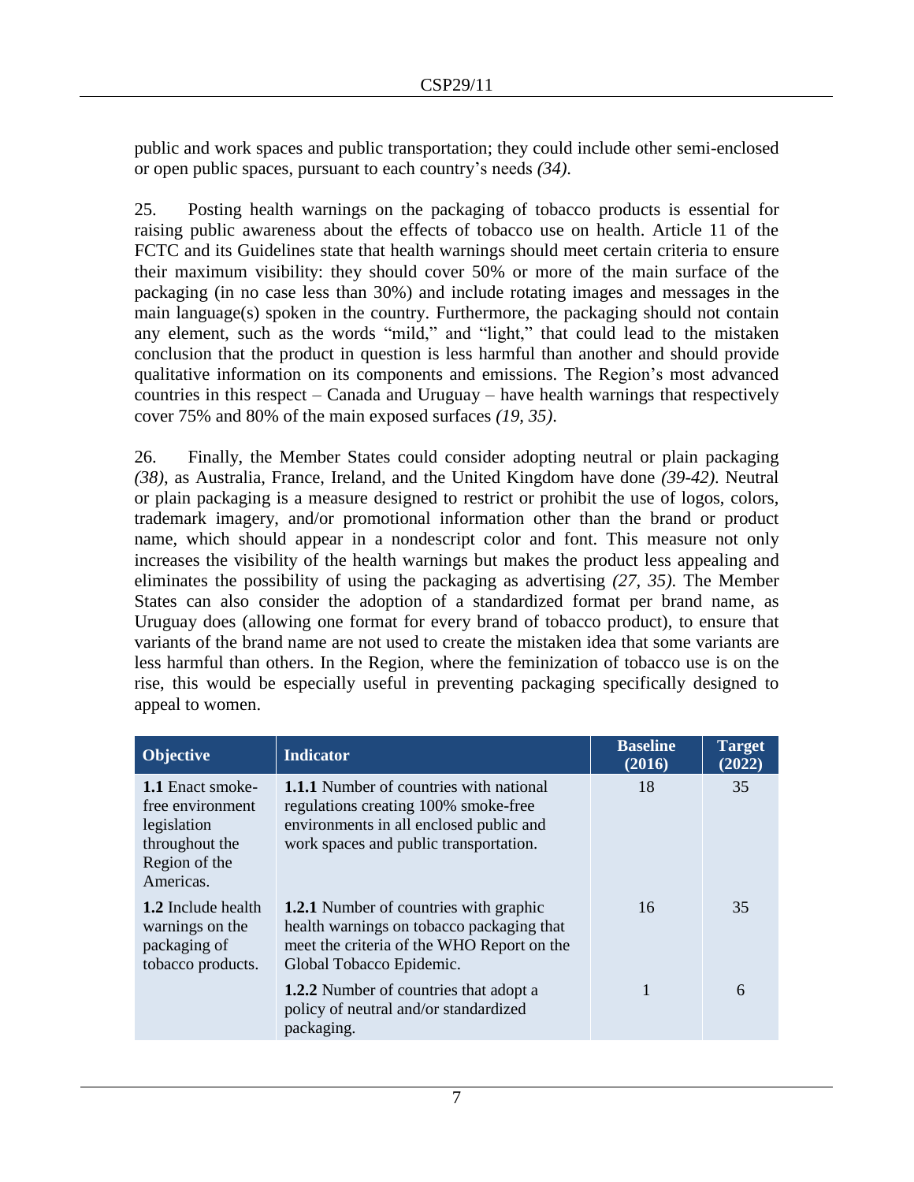public and work spaces and public transportation; they could include other semi-enclosed or open public spaces, pursuant to each country's needs *(34)*.

25. Posting health warnings on the packaging of tobacco products is essential for raising public awareness about the effects of tobacco use on health. Article 11 of the FCTC and its Guidelines state that health warnings should meet certain criteria to ensure their maximum visibility: they should cover 50% or more of the main surface of the packaging (in no case less than 30%) and include rotating images and messages in the main language(s) spoken in the country. Furthermore, the packaging should not contain any element, such as the words "mild," and "light," that could lead to the mistaken conclusion that the product in question is less harmful than another and should provide qualitative information on its components and emissions. The Region's most advanced countries in this respect – Canada and Uruguay – have health warnings that respectively cover 75% and 80% of the main exposed surfaces *(19, 35)*.

26. Finally, the Member States could consider adopting neutral or plain packaging *(38)*, as Australia, France, Ireland, and the United Kingdom have done *(39-42)*. Neutral or plain packaging is a measure designed to restrict or prohibit the use of logos, colors, trademark imagery, and/or promotional information other than the brand or product name, which should appear in a nondescript color and font. This measure not only increases the visibility of the health warnings but makes the product less appealing and eliminates the possibility of using the packaging as advertising *(27, 35)*. The Member States can also consider the adoption of a standardized format per brand name, as Uruguay does (allowing one format for every brand of tobacco product), to ensure that variants of the brand name are not used to create the mistaken idea that some variants are less harmful than others. In the Region, where the feminization of tobacco use is on the rise, this would be especially useful in preventing packaging specifically designed to appeal to women.

| Objective | Indicator | Baseline (2016) | Target (2022) |
|---|---|---|---|
| **1.1** Enact smoke-free environment legislation throughout the Region of the Americas. | **1.1.1** Number of countries with national regulations creating 100% smoke-free environments in all enclosed public and work spaces and public transportation. | 18 | 35 |
| **1.2** Include health warnings on the packaging of tobacco products. | **1.2.1** Number of countries with graphic health warnings on tobacco packaging that meet the criteria of the WHO Report on the Global Tobacco Epidemic. | 16 | 35 |
| | **1.2.2** Number of countries that adopt a policy of neutral and/or standardized packaging. | 1 | 6 |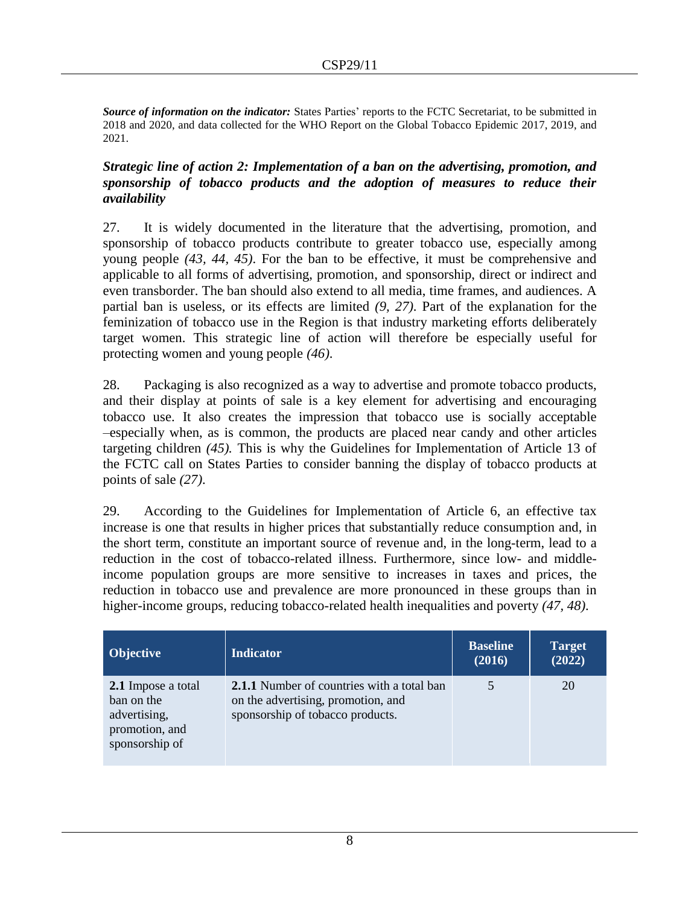***Source of information on the indicator:*** States Parties' reports to the FCTC Secretariat, to be submitted in 2018 and 2020, and data collected for the WHO Report on the Global Tobacco Epidemic 2017, 2019, and 2021.

### *Strategic line of action 2: Implementation of a ban on the advertising, promotion, and sponsorship of tobacco products and the adoption of measures to reduce their availability*

27. It is widely documented in the literature that the advertising, promotion, and sponsorship of tobacco products contribute to greater tobacco use, especially among young people *(43, 44, 45)*. For the ban to be effective, it must be comprehensive and applicable to all forms of advertising, promotion, and sponsorship, direct or indirect and even transborder. The ban should also extend to all media, time frames, and audiences. A partial ban is useless, or its effects are limited *(9, 27)*. Part of the explanation for the feminization of tobacco use in the Region is that industry marketing efforts deliberately target women. This strategic line of action will therefore be especially useful for protecting women and young people *(46)*.

28. Packaging is also recognized as a way to advertise and promote tobacco products, and their display at points of sale is a key element for advertising and encouraging tobacco use. It also creates the impression that tobacco use is socially acceptable –especially when, as is common, the products are placed near candy and other articles targeting children *(45).* This is why the Guidelines for Implementation of Article 13 of the FCTC call on States Parties to consider banning the display of tobacco products at points of sale *(27).*

29. According to the Guidelines for Implementation of Article 6, an effective tax increase is one that results in higher prices that substantially reduce consumption and, in the short term, constitute an important source of revenue and, in the long-term, lead to a reduction in the cost of tobacco-related illness. Furthermore, since low- and middle-income population groups are more sensitive to increases in taxes and prices, the reduction in tobacco use and prevalence are more pronounced in these groups than in higher-income groups, reducing tobacco-related health inequalities and poverty *(47, 48).*

| Objective | Indicator | Baseline (2016) | Target (2022) |
|---|---|---|---|
| **2.1** Impose a total ban on the advertising, promotion, and sponsorship of | **2.1.1** Number of countries with a total ban on the advertising, promotion, and sponsorship of tobacco products. | 5 | 20 |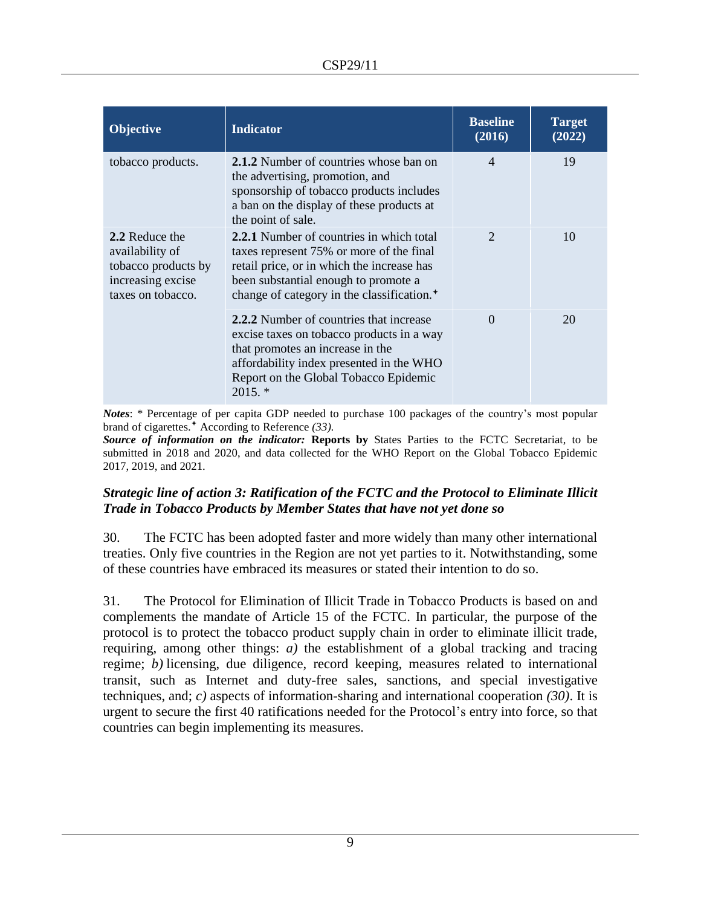| Objective | Indicator | Baseline (2016) | Target (2022) |
|---|---|---|---|
| tobacco products. | **2.1.2** Number of countries whose ban on the advertising, promotion, and sponsorship of tobacco products includes a ban on the display of these products at the point of sale. | 4 | 19 |
| **2.2** Reduce the availability of tobacco products by increasing excise taxes on tobacco. | **2.2.1** Number of countries in which total taxes represent 75% or more of the final retail price, or in which the increase has been substantial enough to promote a change of category in the classification.✦ | 2 | 10 |
| | **2.2.2** Number of countries that increase excise taxes on tobacco products in a way that promotes an increase in the affordability index presented in the WHO Report on the Global Tobacco Epidemic 2015. * | 0 | 20 |

***Notes***: * Percentage of per capita GDP needed to purchase 100 packages of the country's most popular brand of cigarettes.✦ According to Reference *(33).*

***Source of information on the indicator:*** **Reports by** States Parties to the FCTC Secretariat, to be submitted in 2018 and 2020, and data collected for the WHO Report on the Global Tobacco Epidemic 2017, 2019, and 2021.

***Strategic line of action 3: Ratification of the FCTC and the Protocol to Eliminate Illicit Trade in Tobacco Products by Member States that have not yet done so***

30. The FCTC has been adopted faster and more widely than many other international treaties. Only five countries in the Region are not yet parties to it. Notwithstanding, some of these countries have embraced its measures or stated their intention to do so.

31. The Protocol for Elimination of Illicit Trade in Tobacco Products is based on and complements the mandate of Article 15 of the FCTC. In particular, the purpose of the protocol is to protect the tobacco product supply chain in order to eliminate illicit trade, requiring, among other things: *a)* the establishment of a global tracking and tracing regime; *b)* licensing, due diligence, record keeping, measures related to international transit, such as Internet and duty-free sales, sanctions, and special investigative techniques, and; *c)* aspects of information-sharing and international cooperation *(30)*. It is urgent to secure the first 40 ratifications needed for the Protocol's entry into force, so that countries can begin implementing its measures.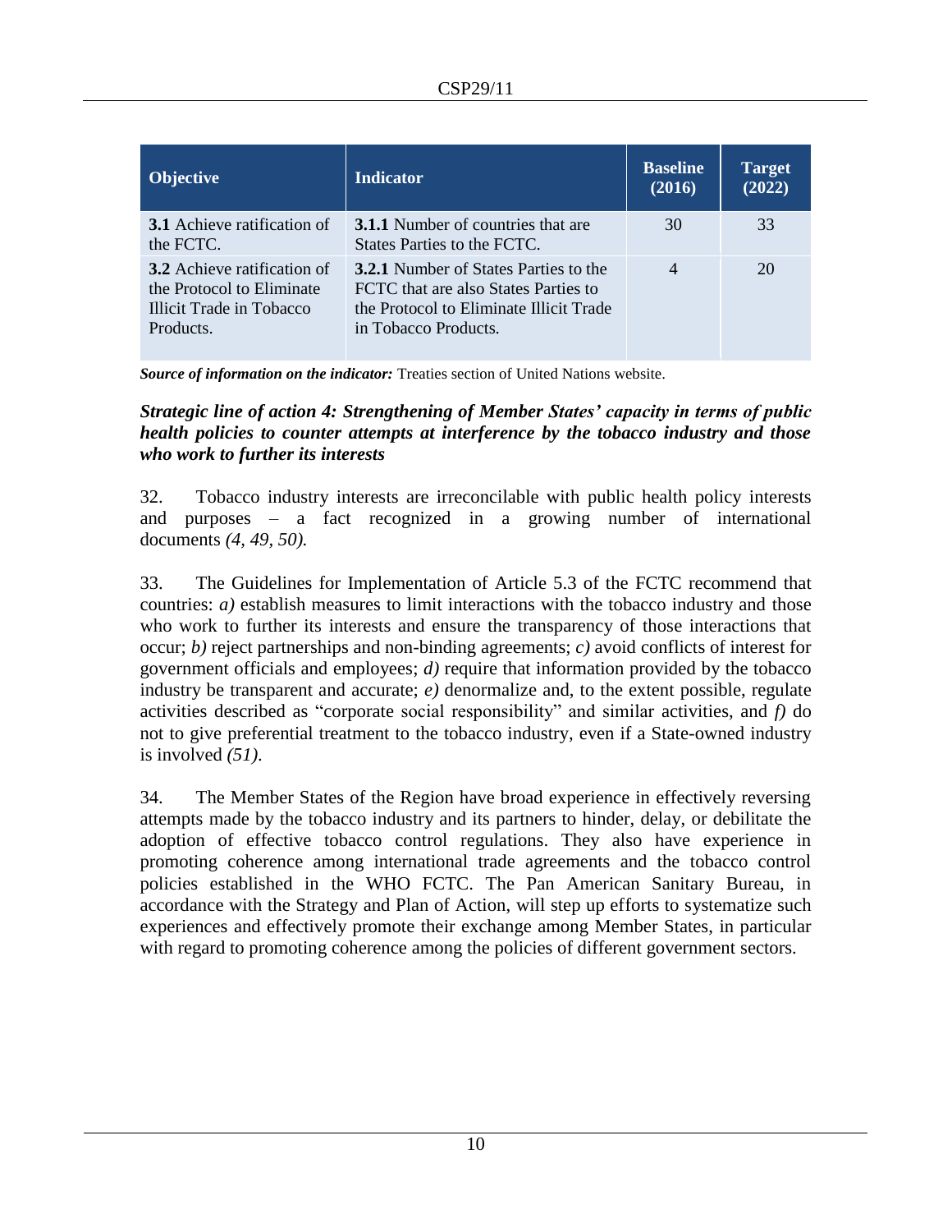| Objective | Indicator | Baseline (2016) | Target (2022) |
|---|---|---|---|
| **3.1** Achieve ratification of the FCTC. | **3.1.1** Number of countries that are States Parties to the FCTC. | 30 | 33 |
| **3.2** Achieve ratification of the Protocol to Eliminate Illicit Trade in Tobacco Products. | **3.2.1** Number of States Parties to the FCTC that are also States Parties to the Protocol to Eliminate Illicit Trade in Tobacco Products. | 4 | 20 |

***Source of information on the indicator:*** Treaties section of United Nations website.

***Strategic line of action 4: Strengthening of Member States' capacity in terms of public health policies to counter attempts at interference by the tobacco industry and those who work to further its interests***

32. Tobacco industry interests are irreconcilable with public health policy interests and purposes – a fact recognized in a growing number of international documents *(4, 49, 50).*

33. The Guidelines for Implementation of Article 5.3 of the FCTC recommend that countries: *a)* establish measures to limit interactions with the tobacco industry and those who work to further its interests and ensure the transparency of those interactions that occur; *b)* reject partnerships and non-binding agreements; *c)* avoid conflicts of interest for government officials and employees; *d)* require that information provided by the tobacco industry be transparent and accurate; *e)* denormalize and, to the extent possible, regulate activities described as "corporate social responsibility" and similar activities, and *f)* do not to give preferential treatment to the tobacco industry, even if a State-owned industry is involved *(51).*

34. The Member States of the Region have broad experience in effectively reversing attempts made by the tobacco industry and its partners to hinder, delay, or debilitate the adoption of effective tobacco control regulations. They also have experience in promoting coherence among international trade agreements and the tobacco control policies established in the WHO FCTC. The Pan American Sanitary Bureau, in accordance with the Strategy and Plan of Action, will step up efforts to systematize such experiences and effectively promote their exchange among Member States, in particular with regard to promoting coherence among the policies of different government sectors.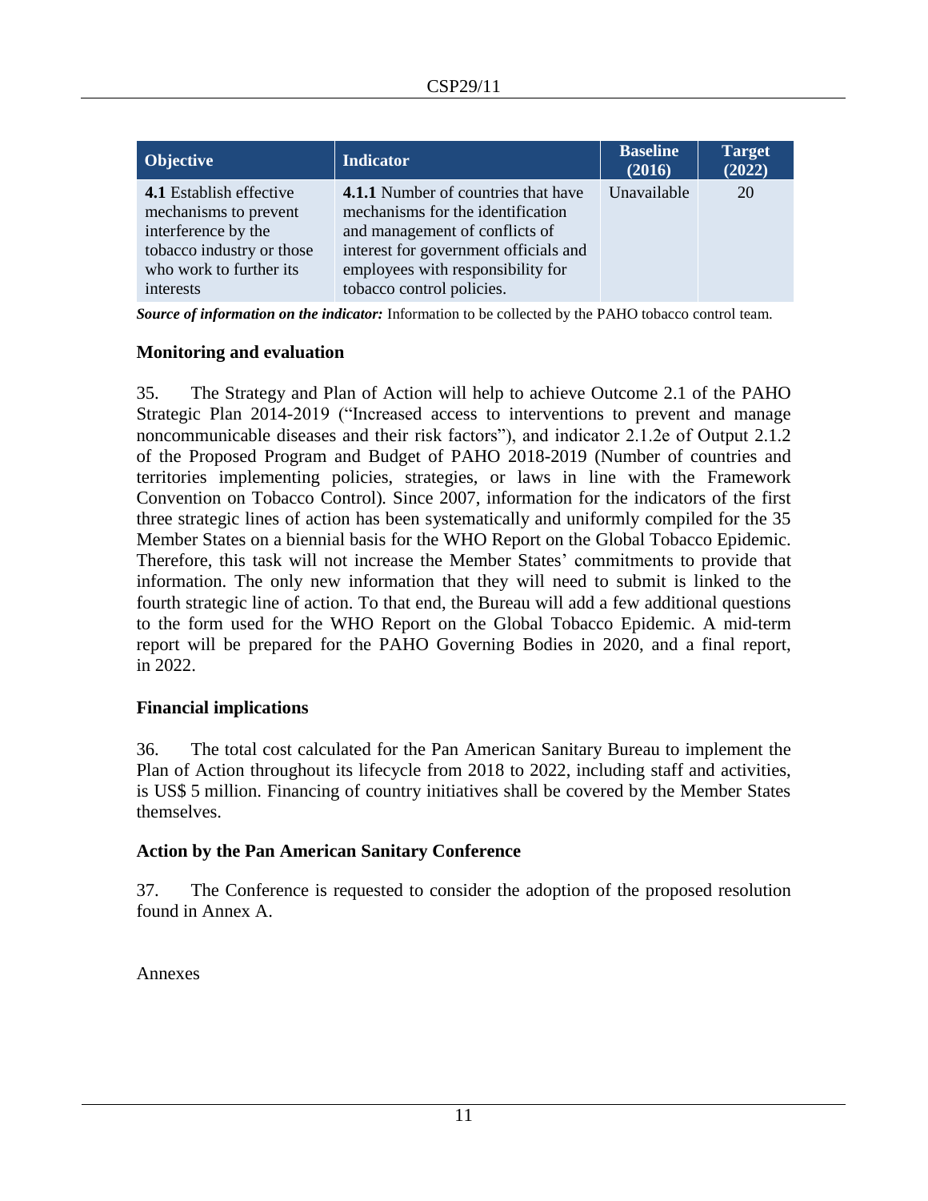| Objective | Indicator | Baseline (2016) | Target (2022) |
|---|---|---|---|
| **4.1** Establish effective mechanisms to prevent interference by the tobacco industry or those who work to further its interests | **4.1.1** Number of countries that have mechanisms for the identification and management of conflicts of interest for government officials and employees with responsibility for tobacco control policies. | Unavailable | 20 |

***Source of information on the indicator:*** Information to be collected by the PAHO tobacco control team.

### Monitoring and evaluation

35. The Strategy and Plan of Action will help to achieve Outcome 2.1 of the PAHO Strategic Plan 2014-2019 ("Increased access to interventions to prevent and manage noncommunicable diseases and their risk factors"), and indicator 2.1.2e of Output 2.1.2 of the Proposed Program and Budget of PAHO 2018-2019 (Number of countries and territories implementing policies, strategies, or laws in line with the Framework Convention on Tobacco Control). Since 2007, information for the indicators of the first three strategic lines of action has been systematically and uniformly compiled for the 35 Member States on a biennial basis for the WHO Report on the Global Tobacco Epidemic. Therefore, this task will not increase the Member States' commitments to provide that information. The only new information that they will need to submit is linked to the fourth strategic line of action. To that end, the Bureau will add a few additional questions to the form used for the WHO Report on the Global Tobacco Epidemic. A mid-term report will be prepared for the PAHO Governing Bodies in 2020, and a final report, in 2022.

### Financial implications

36. The total cost calculated for the Pan American Sanitary Bureau to implement the Plan of Action throughout its lifecycle from 2018 to 2022, including staff and activities, is US$ 5 million. Financing of country initiatives shall be covered by the Member States themselves.

### Action by the Pan American Sanitary Conference

37. The Conference is requested to consider the adoption of the proposed resolution found in Annex A.

Annexes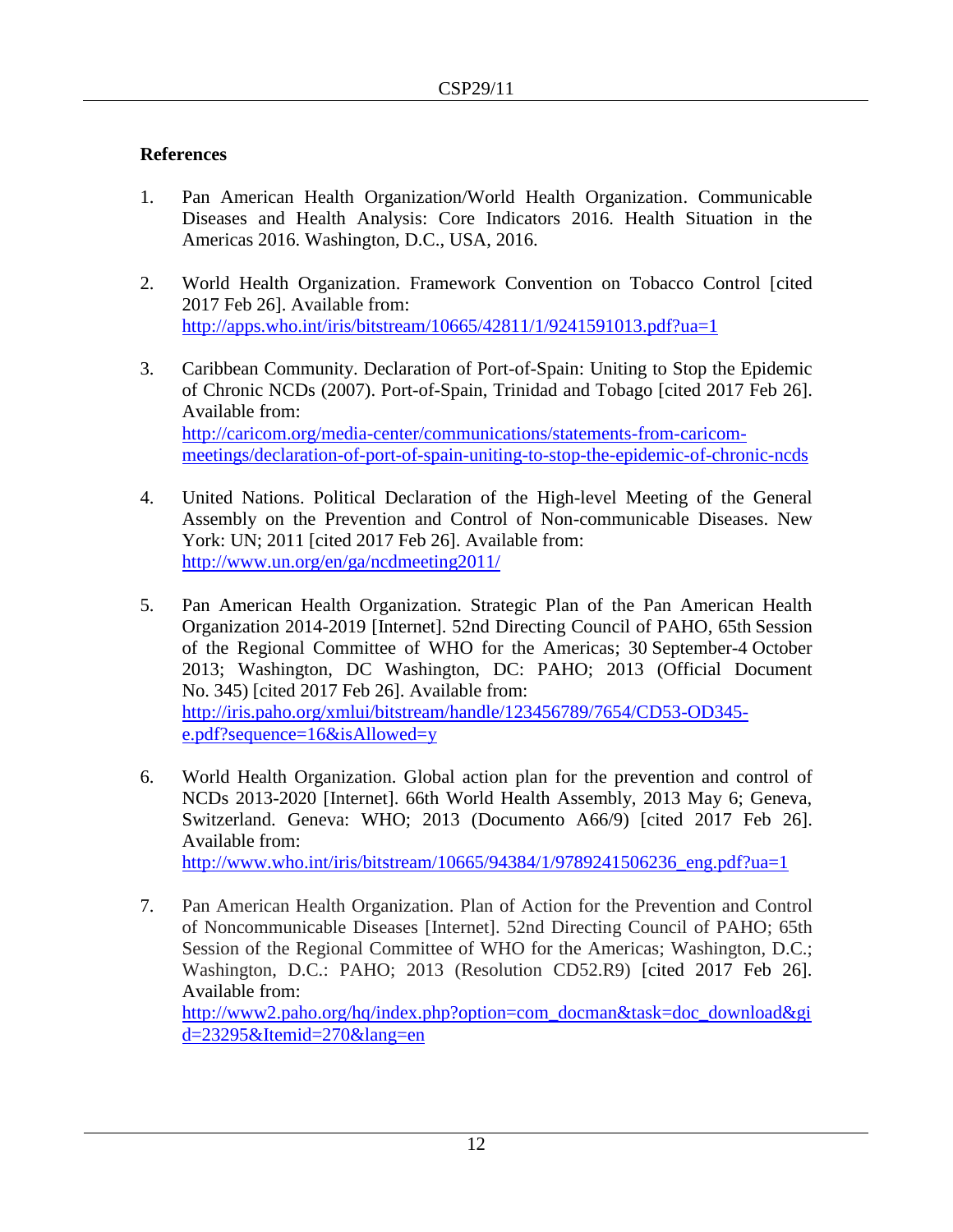### References

1. Pan American Health Organization/World Health Organization. Communicable Diseases and Health Analysis: Core Indicators 2016. Health Situation in the Americas 2016. Washington, D.C., USA, 2016.

2. World Health Organization. Framework Convention on Tobacco Control [cited 2017 Feb 26]. Available from: http://apps.who.int/iris/bitstream/10665/42811/1/9241591013.pdf?ua=1

3. Caribbean Community. Declaration of Port-of-Spain: Uniting to Stop the Epidemic of Chronic NCDs (2007). Port-of-Spain, Trinidad and Tobago [cited 2017 Feb 26]. Available from: http://caricom.org/media-center/communications/statements-from-caricom-meetings/declaration-of-port-of-spain-uniting-to-stop-the-epidemic-of-chronic-ncds

4. United Nations. Political Declaration of the High-level Meeting of the General Assembly on the Prevention and Control of Non-communicable Diseases. New York: UN; 2011 [cited 2017 Feb 26]. Available from: http://www.un.org/en/ga/ncdmeeting2011/

5. Pan American Health Organization. Strategic Plan of the Pan American Health Organization 2014-2019 [Internet]. 52nd Directing Council of PAHO, 65th Session of the Regional Committee of WHO for the Americas; 30 September-4 October 2013; Washington, DC Washington, DC: PAHO; 2013 (Official Document No. 345) [cited 2017 Feb 26]. Available from: http://iris.paho.org/xmlui/bitstream/handle/123456789/7654/CD53-OD345-e.pdf?sequence=16&isAllowed=y

6. World Health Organization. Global action plan for the prevention and control of NCDs 2013-2020 [Internet]. 66th World Health Assembly, 2013 May 6; Geneva, Switzerland. Geneva: WHO; 2013 (Documento A66/9) [cited 2017 Feb 26]. Available from: http://www.who.int/iris/bitstream/10665/94384/1/9789241506236_eng.pdf?ua=1

7. Pan American Health Organization. Plan of Action for the Prevention and Control of Noncommunicable Diseases [Internet]. 52nd Directing Council of PAHO; 65th Session of the Regional Committee of WHO for the Americas; Washington, D.C.; Washington, D.C.: PAHO; 2013 (Resolution CD52.R9) [cited 2017 Feb 26]. Available from: http://www2.paho.org/hq/index.php?option=com_docman&task=doc_download&gid=23295&Itemid=270&lang=en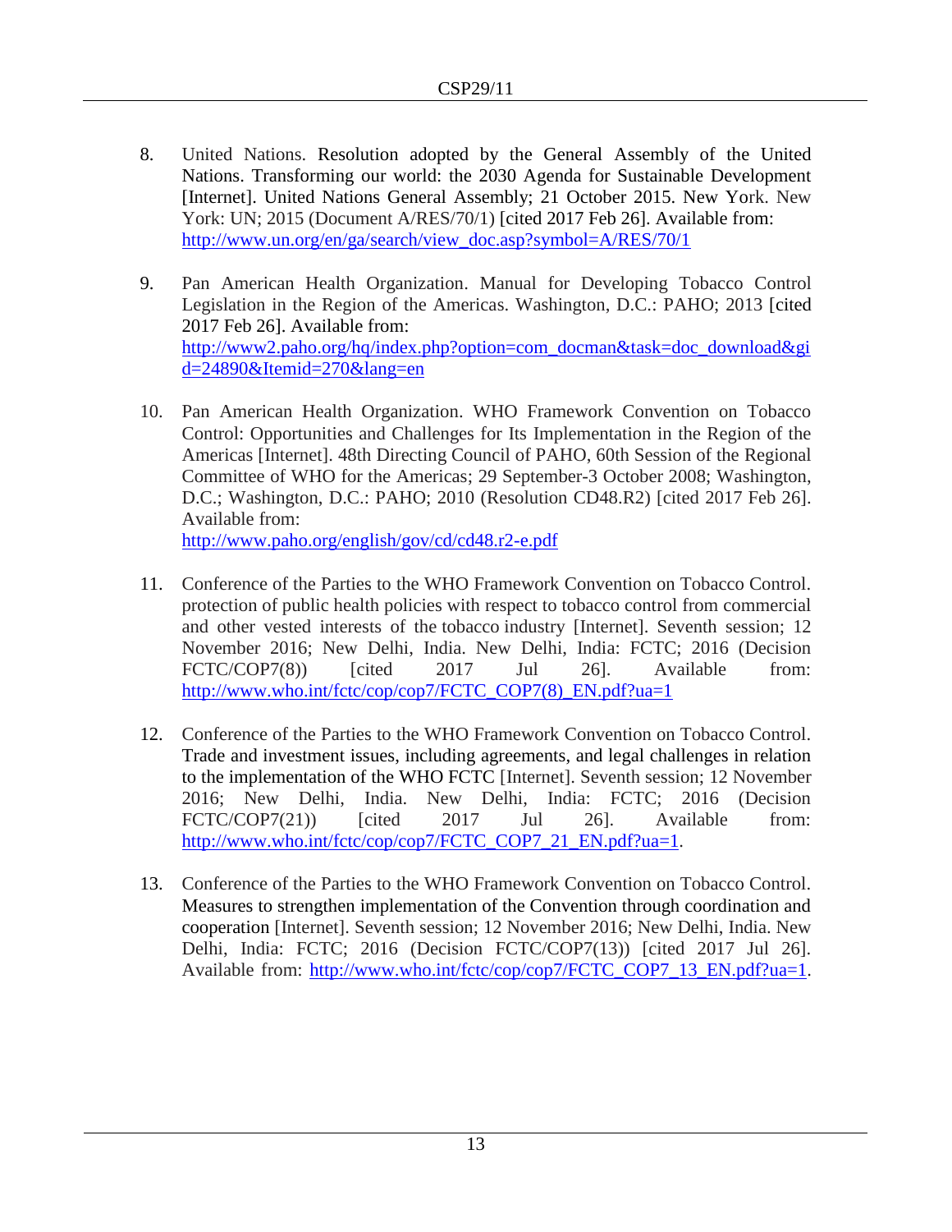8. United Nations. Resolution adopted by the General Assembly of the United Nations. Transforming our world: the 2030 Agenda for Sustainable Development [Internet]. United Nations General Assembly; 21 October 2015. New York. New York: UN; 2015 (Document A/RES/70/1) [cited 2017 Feb 26]. Available from: http://www.un.org/en/ga/search/view_doc.asp?symbol=A/RES/70/1

9. Pan American Health Organization. Manual for Developing Tobacco Control Legislation in the Region of the Americas. Washington, D.C.: PAHO; 2013 [cited 2017 Feb 26]. Available from: http://www2.paho.org/hq/index.php?option=com_docman&task=doc_download&gid=24890&Itemid=270&lang=en

10. Pan American Health Organization. WHO Framework Convention on Tobacco Control: Opportunities and Challenges for Its Implementation in the Region of the Americas [Internet]. 48th Directing Council of PAHO, 60th Session of the Regional Committee of WHO for the Americas; 29 September-3 October 2008; Washington, D.C.; Washington, D.C.: PAHO; 2010 (Resolution CD48.R2) [cited 2017 Feb 26]. Available from: http://www.paho.org/english/gov/cd/cd48.r2-e.pdf

11. Conference of the Parties to the WHO Framework Convention on Tobacco Control. protection of public health policies with respect to tobacco control from commercial and other vested interests of the tobacco industry [Internet]. Seventh session; 12 November 2016; New Delhi, India. New Delhi, India: FCTC; 2016 (Decision FCTC/COP7(8)) [cited 2017 Jul 26]. Available from: http://www.who.int/fctc/cop/cop7/FCTC_COP7(8)_EN.pdf?ua=1

12. Conference of the Parties to the WHO Framework Convention on Tobacco Control. Trade and investment issues, including agreements, and legal challenges in relation to the implementation of the WHO FCTC [Internet]. Seventh session; 12 November 2016; New Delhi, India. New Delhi, India: FCTC; 2016 (Decision FCTC/COP7(21)) [cited 2017 Jul 26]. Available from: http://www.who.int/fctc/cop/cop7/FCTC_COP7_21_EN.pdf?ua=1.

13. Conference of the Parties to the WHO Framework Convention on Tobacco Control. Measures to strengthen implementation of the Convention through coordination and cooperation [Internet]. Seventh session; 12 November 2016; New Delhi, India. New Delhi, India: FCTC; 2016 (Decision FCTC/COP7(13)) [cited 2017 Jul 26]. Available from: http://www.who.int/fctc/cop/cop7/FCTC_COP7_13_EN.pdf?ua=1.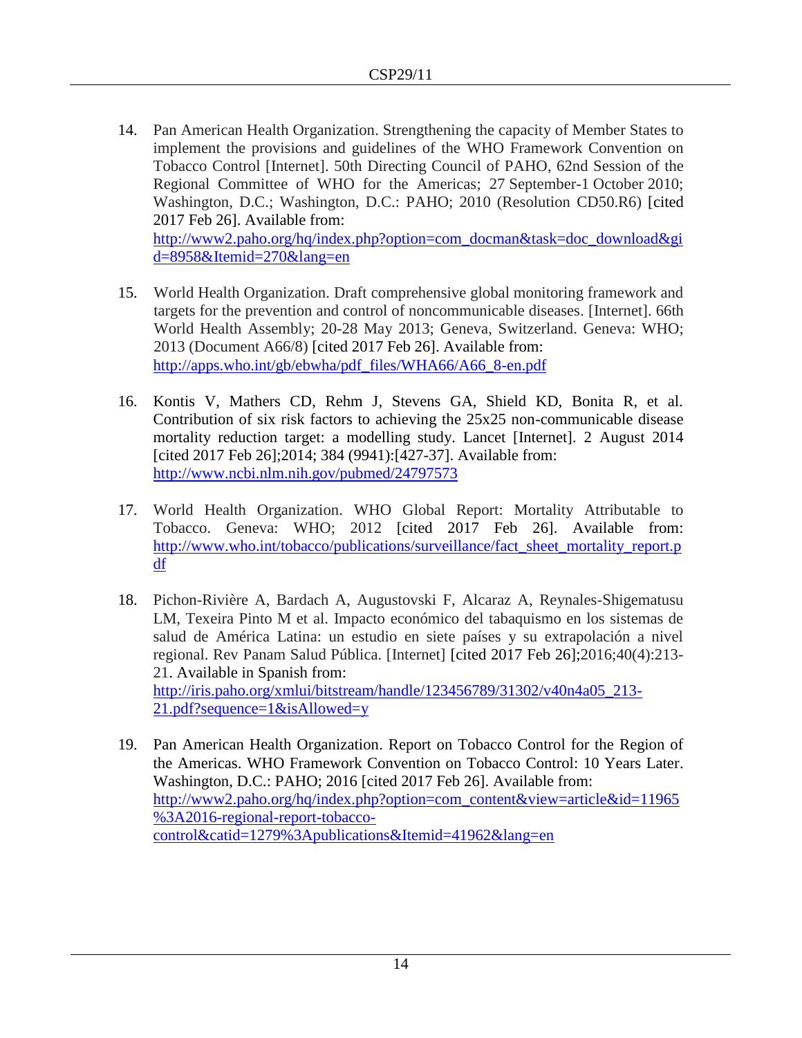14. Pan American Health Organization. Strengthening the capacity of Member States to implement the provisions and guidelines of the WHO Framework Convention on Tobacco Control [Internet]. 50th Directing Council of PAHO, 62nd Session of the Regional Committee of WHO for the Americas; 27 September-1 October 2010; Washington, D.C.; Washington, D.C.: PAHO; 2010 (Resolution CD50.R6) [cited 2017 Feb 26]. Available from: http://www2.paho.org/hq/index.php?option=com_docman&task=doc_download&gid=8958&Itemid=270&lang=en

15. World Health Organization. Draft comprehensive global monitoring framework and targets for the prevention and control of noncommunicable diseases. [Internet]. 66th World Health Assembly; 20-28 May 2013; Geneva, Switzerland. Geneva: WHO; 2013 (Document A66/8) [cited 2017 Feb 26]. Available from: http://apps.who.int/gb/ebwha/pdf_files/WHA66/A66_8-en.pdf

16. Kontis V, Mathers CD, Rehm J, Stevens GA, Shield KD, Bonita R, et al. Contribution of six risk factors to achieving the 25x25 non-communicable disease mortality reduction target: a modelling study. Lancet [Internet]. 2 August 2014 [cited 2017 Feb 26];2014; 384 (9941):[427-37]. Available from: http://www.ncbi.nlm.nih.gov/pubmed/24797573

17. World Health Organization. WHO Global Report: Mortality Attributable to Tobacco. Geneva: WHO; 2012 [cited 2017 Feb 26]. Available from: http://www.who.int/tobacco/publications/surveillance/fact_sheet_mortality_report.pdf

18. Pichon-Rivière A, Bardach A, Augustovski F, Alcaraz A, Reynales-Shigematusu LM, Texeira Pinto M et al. Impacto económico del tabaquismo en los sistemas de salud de América Latina: un estudio en siete países y su extrapolación a nivel regional. Rev Panam Salud Pública. [Internet] [cited 2017 Feb 26];2016;40(4):213-21. Available in Spanish from: http://iris.paho.org/xmlui/bitstream/handle/123456789/31302/v40n4a05_213-21.pdf?sequence=1&isAllowed=y

19. Pan American Health Organization. Report on Tobacco Control for the Region of the Americas. WHO Framework Convention on Tobacco Control: 10 Years Later. Washington, D.C.: PAHO; 2016 [cited 2017 Feb 26]. Available from: http://www2.paho.org/hq/index.php?option=com_content&view=article&id=11965%3A2016-regional-report-tobacco-control&catid=1279%3Apublications&Itemid=41962&lang=en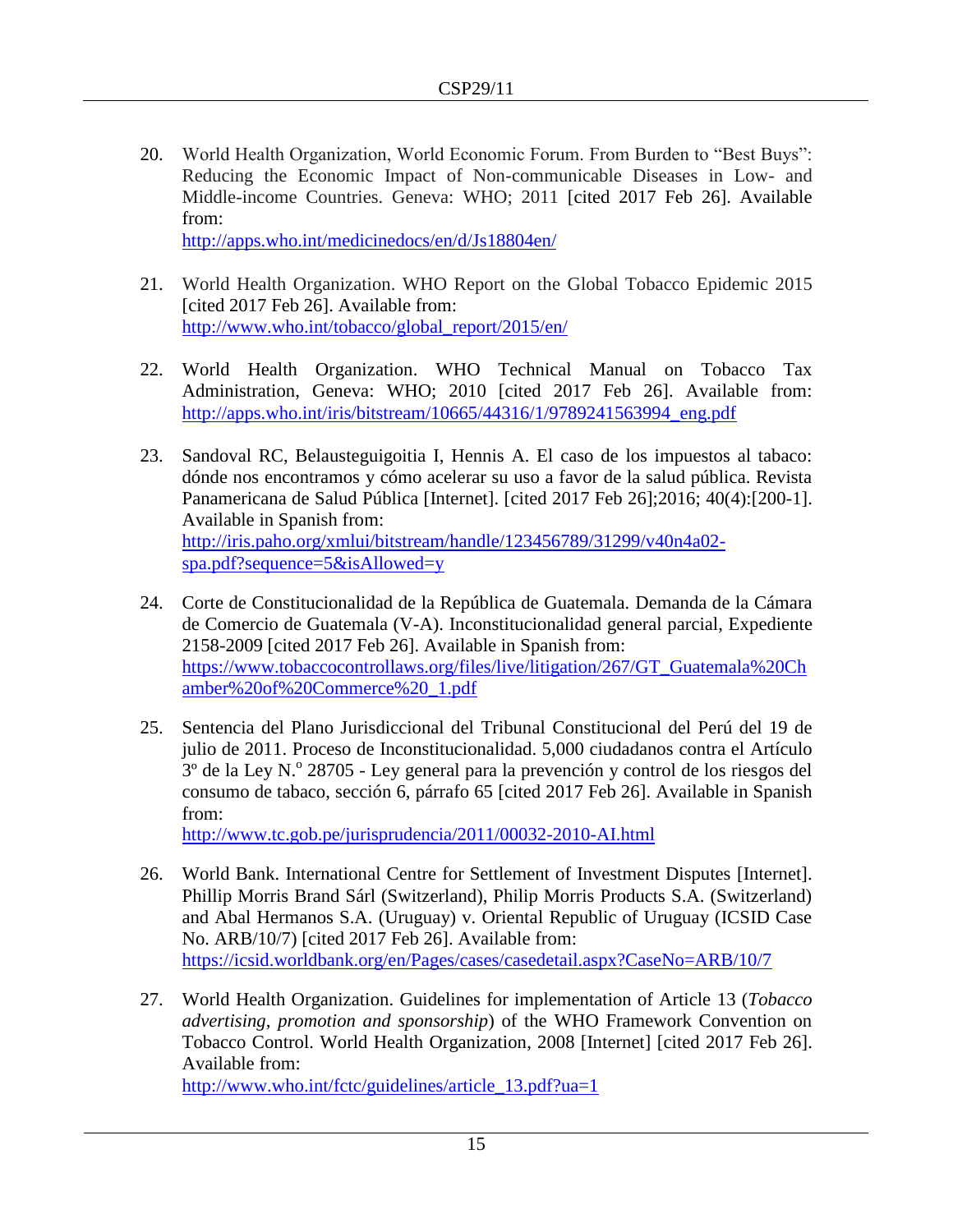20. World Health Organization, World Economic Forum. From Burden to "Best Buys": Reducing the Economic Impact of Non-communicable Diseases in Low- and Middle-income Countries. Geneva: WHO; 2011 [cited 2017 Feb 26]. Available from:
http://apps.who.int/medicinedocs/en/d/Js18804en/

21. World Health Organization. WHO Report on the Global Tobacco Epidemic 2015 [cited 2017 Feb 26]. Available from:
http://www.who.int/tobacco/global_report/2015/en/

22. World Health Organization. WHO Technical Manual on Tobacco Tax Administration, Geneva: WHO; 2010 [cited 2017 Feb 26]. Available from: http://apps.who.int/iris/bitstream/10665/44316/1/9789241563994_eng.pdf

23. Sandoval RC, Belausteguigoitia I, Hennis A. El caso de los impuestos al tabaco: dónde nos encontramos y cómo acelerar su uso a favor de la salud pública. Revista Panamericana de Salud Pública [Internet]. [cited 2017 Feb 26];2016; 40(4):[200-1]. Available in Spanish from:
http://iris.paho.org/xmlui/bitstream/handle/123456789/31299/v40n4a02-spa.pdf?sequence=5&isAllowed=y

24. Corte de Constitucionalidad de la República de Guatemala. Demanda de la Cámara de Comercio de Guatemala (V-A). Inconstitucionalidad general parcial, Expediente 2158-2009 [cited 2017 Feb 26]. Available in Spanish from:
https://www.tobaccocontrollaws.org/files/live/litigation/267/GT_Guatemala%20Chamber%20of%20Commerce%20_1.pdf

25. Sentencia del Plano Jurisdiccional del Tribunal Constitucional del Perú del 19 de julio de 2011. Proceso de Inconstitucionalidad. 5,000 ciudadanos contra el Artículo 3º de la Ley N.º 28705 - Ley general para la prevención y control de los riesgos del consumo de tabaco, sección 6, párrafo 65 [cited 2017 Feb 26]. Available in Spanish from:
http://www.tc.gob.pe/jurisprudencia/2011/00032-2010-AI.html

26. World Bank. International Centre for Settlement of Investment Disputes [Internet]. Phillip Morris Brand Sárl (Switzerland), Philip Morris Products S.A. (Switzerland) and Abal Hermanos S.A. (Uruguay) v. Oriental Republic of Uruguay (ICSID Case No. ARB/10/7) [cited 2017 Feb 26]. Available from:
https://icsid.worldbank.org/en/Pages/cases/casedetail.aspx?CaseNo=ARB/10/7

27. World Health Organization. Guidelines for implementation of Article 13 (*Tobacco advertising, promotion and sponsorship*) of the WHO Framework Convention on Tobacco Control. World Health Organization, 2008 [Internet] [cited 2017 Feb 26]. Available from:
http://www.who.int/fctc/guidelines/article_13.pdf?ua=1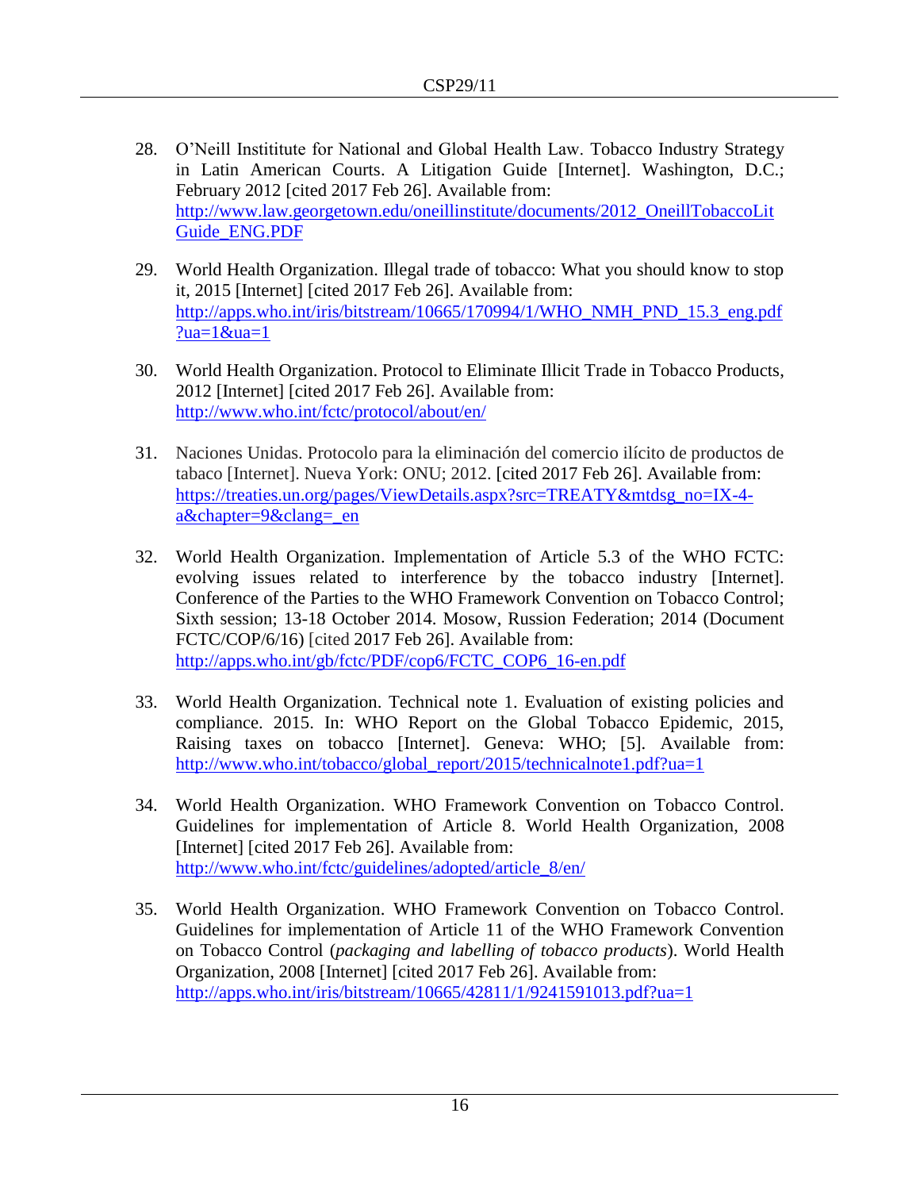28. O'Neill Instititute for National and Global Health Law. Tobacco Industry Strategy in Latin American Courts. A Litigation Guide [Internet]. Washington, D.C.; February 2012 [cited 2017 Feb 26]. Available from: http://www.law.georgetown.edu/oneillinstitute/documents/2012_OneillTobaccoLitGuide_ENG.PDF

29. World Health Organization. Illegal trade of tobacco: What you should know to stop it, 2015 [Internet] [cited 2017 Feb 26]. Available from: http://apps.who.int/iris/bitstream/10665/170994/1/WHO_NMH_PND_15.3_eng.pdf?ua=1&ua=1

30. World Health Organization. Protocol to Eliminate Illicit Trade in Tobacco Products, 2012 [Internet] [cited 2017 Feb 26]. Available from: http://www.who.int/fctc/protocol/about/en/

31. Naciones Unidas. Protocolo para la eliminación del comercio ilícito de productos de tabaco [Internet]. Nueva York: ONU; 2012. [cited 2017 Feb 26]. Available from: https://treaties.un.org/pages/ViewDetails.aspx?src=TREATY&mtdsg_no=IX-4-a&chapter=9&clang=_en

32. World Health Organization. Implementation of Article 5.3 of the WHO FCTC: evolving issues related to interference by the tobacco industry [Internet]. Conference of the Parties to the WHO Framework Convention on Tobacco Control; Sixth session; 13-18 October 2014. Mosow, Russion Federation; 2014 (Document FCTC/COP/6/16) [cited 2017 Feb 26]. Available from: http://apps.who.int/gb/fctc/PDF/cop6/FCTC_COP6_16-en.pdf

33. World Health Organization. Technical note 1. Evaluation of existing policies and compliance. 2015. In: WHO Report on the Global Tobacco Epidemic, 2015, Raising taxes on tobacco [Internet]. Geneva: WHO; [5]. Available from: http://www.who.int/tobacco/global_report/2015/technicalnote1.pdf?ua=1

34. World Health Organization. WHO Framework Convention on Tobacco Control. Guidelines for implementation of Article 8. World Health Organization, 2008 [Internet] [cited 2017 Feb 26]. Available from: http://www.who.int/fctc/guidelines/adopted/article_8/en/

35. World Health Organization. WHO Framework Convention on Tobacco Control. Guidelines for implementation of Article 11 of the WHO Framework Convention on Tobacco Control (*packaging and labelling of tobacco products*). World Health Organization, 2008 [Internet] [cited 2017 Feb 26]. Available from: http://apps.who.int/iris/bitstream/10665/42811/1/9241591013.pdf?ua=1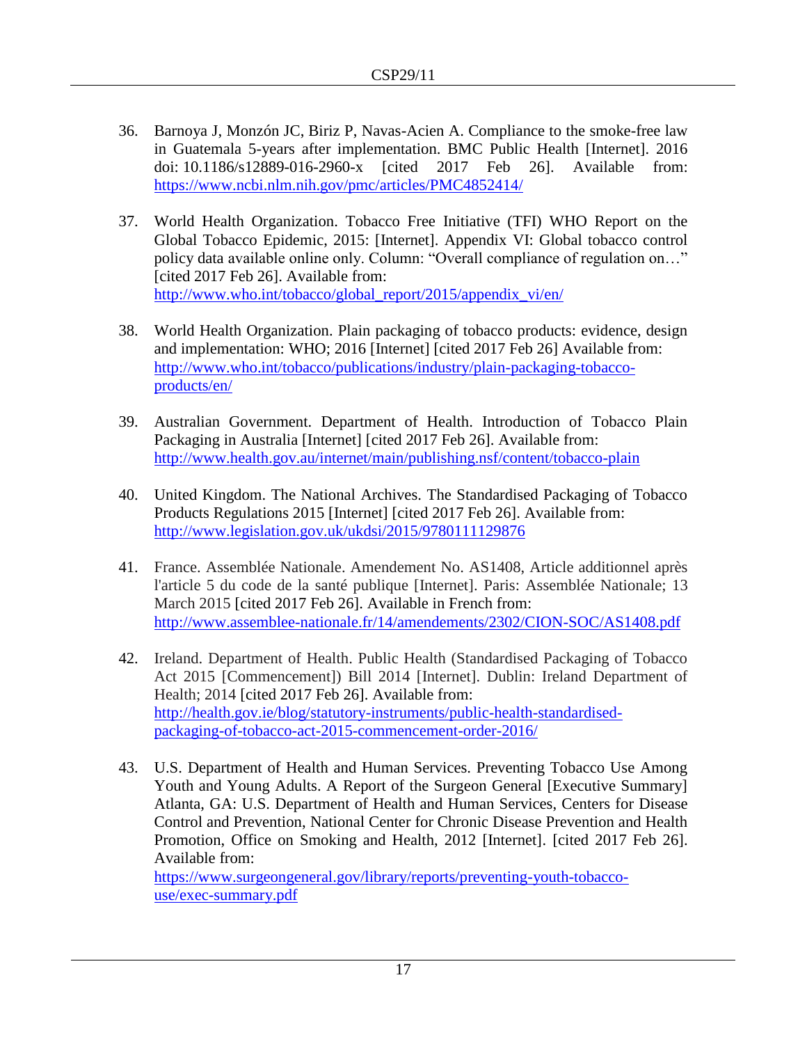36. Barnoya J, Monzón JC, Biriz P, Navas-Acien A. Compliance to the smoke-free law in Guatemala 5-years after implementation. BMC Public Health [Internet]. 2016 doi: 10.1186/s12889-016-2960-x [cited 2017 Feb 26]. Available from: https://www.ncbi.nlm.nih.gov/pmc/articles/PMC4852414/

37. World Health Organization. Tobacco Free Initiative (TFI) WHO Report on the Global Tobacco Epidemic, 2015: [Internet]. Appendix VI: Global tobacco control policy data available online only. Column: "Overall compliance of regulation on…" [cited 2017 Feb 26]. Available from: http://www.who.int/tobacco/global_report/2015/appendix_vi/en/

38. World Health Organization. Plain packaging of tobacco products: evidence, design and implementation: WHO; 2016 [Internet] [cited 2017 Feb 26] Available from: http://www.who.int/tobacco/publications/industry/plain-packaging-tobacco-products/en/

39. Australian Government. Department of Health. Introduction of Tobacco Plain Packaging in Australia [Internet] [cited 2017 Feb 26]. Available from: http://www.health.gov.au/internet/main/publishing.nsf/content/tobacco-plain

40. United Kingdom. The National Archives. The Standardised Packaging of Tobacco Products Regulations 2015 [Internet] [cited 2017 Feb 26]. Available from: http://www.legislation.gov.uk/ukdsi/2015/9780111129876

41. France. Assemblée Nationale. Amendement No. AS1408, Article additionnel après l'article 5 du code de la santé publique [Internet]. Paris: Assemblée Nationale; 13 March 2015 [cited 2017 Feb 26]. Available in French from: http://www.assemblee-nationale.fr/14/amendements/2302/CION-SOC/AS1408.pdf

42. Ireland. Department of Health. Public Health (Standardised Packaging of Tobacco Act 2015 [Commencement]) Bill 2014 [Internet]. Dublin: Ireland Department of Health; 2014 [cited 2017 Feb 26]. Available from: http://health.gov.ie/blog/statutory-instruments/public-health-standardised-packaging-of-tobacco-act-2015-commencement-order-2016/

43. U.S. Department of Health and Human Services. Preventing Tobacco Use Among Youth and Young Adults. A Report of the Surgeon General [Executive Summary] Atlanta, GA: U.S. Department of Health and Human Services, Centers for Disease Control and Prevention, National Center for Chronic Disease Prevention and Health Promotion, Office on Smoking and Health, 2012 [Internet]. [cited 2017 Feb 26]. Available from: https://www.surgeongeneral.gov/library/reports/preventing-youth-tobacco-use/exec-summary.pdf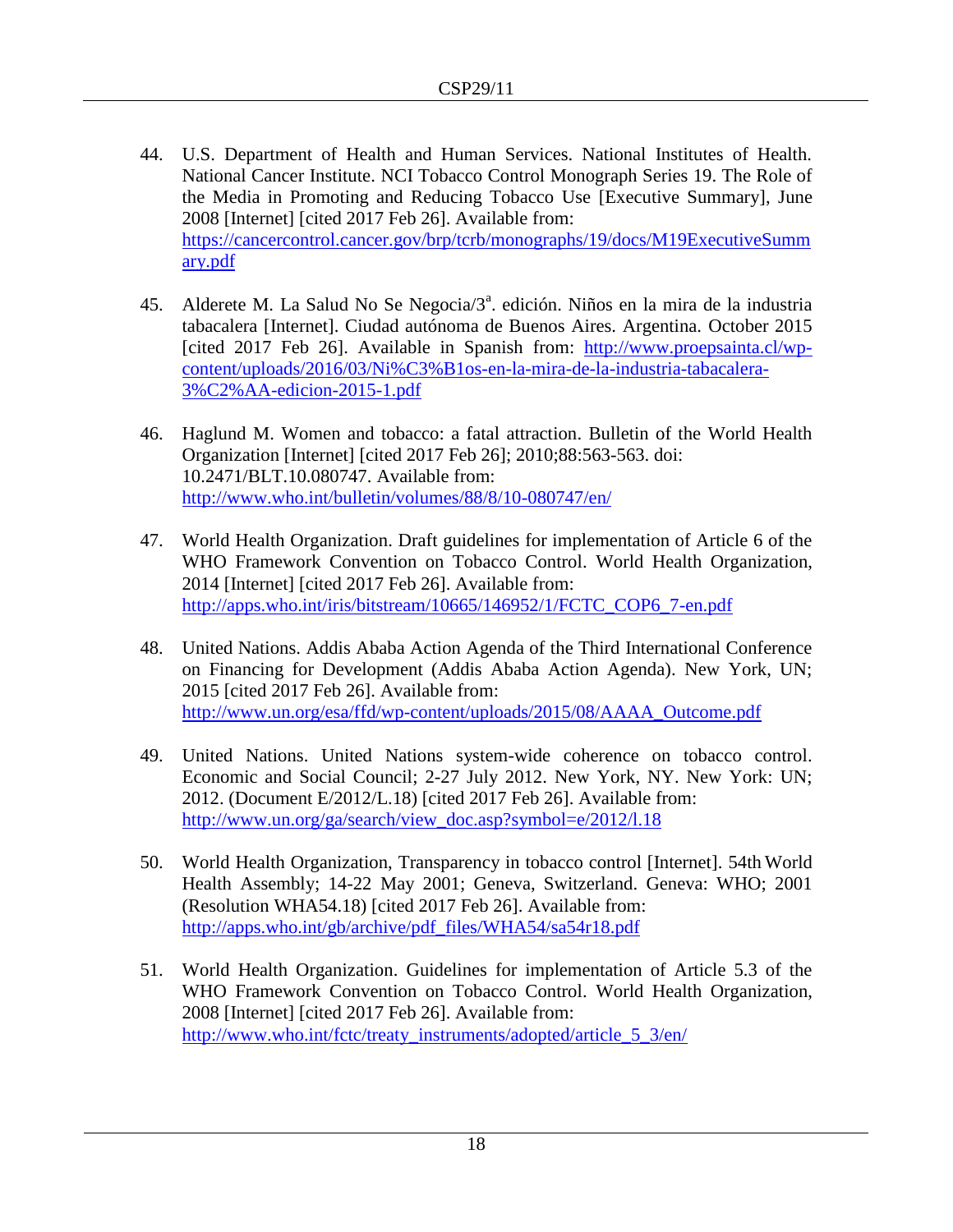44. U.S. Department of Health and Human Services. National Institutes of Health. National Cancer Institute. NCI Tobacco Control Monograph Series 19. The Role of the Media in Promoting and Reducing Tobacco Use [Executive Summary], June 2008 [Internet] [cited 2017 Feb 26]. Available from: https://cancercontrol.cancer.gov/brp/tcrb/monographs/19/docs/M19ExecutiveSummary.pdf

45. Alderete M. La Salud No Se Negocia/3[a]. edición. Niños en la mira de la industria tabacalera [Internet]. Ciudad autónoma de Buenos Aires. Argentina. October 2015 [cited 2017 Feb 26]. Available in Spanish from: http://www.proepsainta.cl/wp-content/uploads/2016/03/Ni%C3%B1os-en-la-mira-de-la-industria-tabacalera-3%C2%AA-edicion-2015-1.pdf

46. Haglund M. Women and tobacco: a fatal attraction. Bulletin of the World Health Organization [Internet] [cited 2017 Feb 26]; 2010;88:563-563. doi: 10.2471/BLT.10.080747. Available from: http://www.who.int/bulletin/volumes/88/8/10-080747/en/

47. World Health Organization. Draft guidelines for implementation of Article 6 of the WHO Framework Convention on Tobacco Control. World Health Organization, 2014 [Internet] [cited 2017 Feb 26]. Available from: http://apps.who.int/iris/bitstream/10665/146952/1/FCTC_COP6_7-en.pdf

48. United Nations. Addis Ababa Action Agenda of the Third International Conference on Financing for Development (Addis Ababa Action Agenda). New York, UN; 2015 [cited 2017 Feb 26]. Available from: http://www.un.org/esa/ffd/wp-content/uploads/2015/08/AAAA_Outcome.pdf

49. United Nations. United Nations system-wide coherence on tobacco control. Economic and Social Council; 2-27 July 2012. New York, NY. New York: UN; 2012. (Document E/2012/L.18) [cited 2017 Feb 26]. Available from: http://www.un.org/ga/search/view_doc.asp?symbol=e/2012/l.18

50. World Health Organization, Transparency in tobacco control [Internet]. 54th World Health Assembly; 14-22 May 2001; Geneva, Switzerland. Geneva: WHO; 2001 (Resolution WHA54.18) [cited 2017 Feb 26]. Available from: http://apps.who.int/gb/archive/pdf_files/WHA54/sa54r18.pdf

51. World Health Organization. Guidelines for implementation of Article 5.3 of the WHO Framework Convention on Tobacco Control. World Health Organization, 2008 [Internet] [cited 2017 Feb 26]. Available from: http://www.who.int/fctc/treaty_instruments/adopted/article_5_3/en/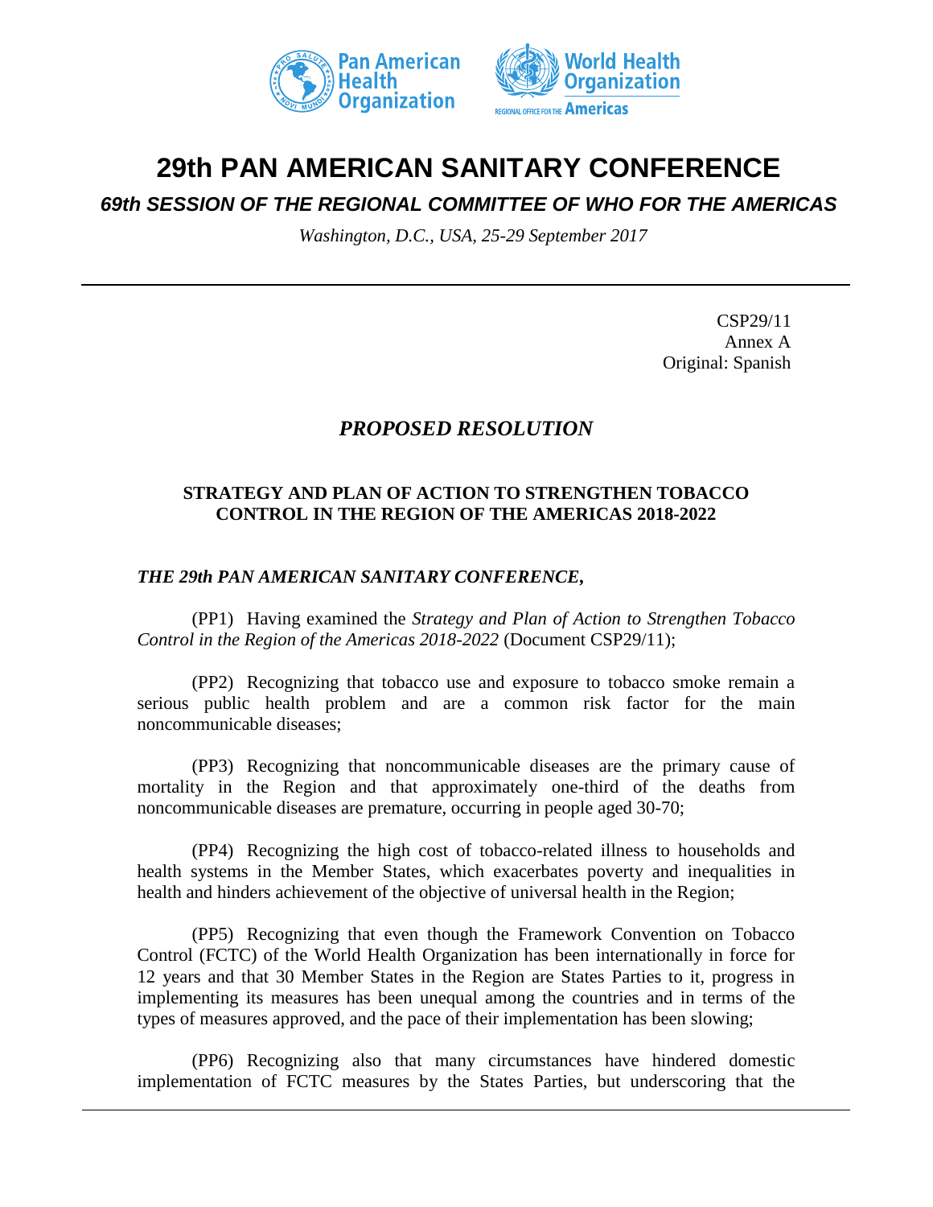# 29th PAN AMERICAN SANITARY CONFERENCE

## *69th SESSION OF THE REGIONAL COMMITTEE OF WHO FOR THE AMERICAS*

*Washington, D.C., USA, 25-29 September 2017*

CSP29/11
Annex A
Original: Spanish

## *PROPOSED RESOLUTION*

### STRATEGY AND PLAN OF ACTION TO STRENGTHEN TOBACCO CONTROL IN THE REGION OF THE AMERICAS 2018-2022

***THE 29th PAN AMERICAN SANITARY CONFERENCE,***

(PP1) Having examined the *Strategy and Plan of Action to Strengthen Tobacco Control in the Region of the Americas 2018-2022* (Document CSP29/11);

(PP2) Recognizing that tobacco use and exposure to tobacco smoke remain a serious public health problem and are a common risk factor for the main noncommunicable diseases;

(PP3) Recognizing that noncommunicable diseases are the primary cause of mortality in the Region and that approximately one-third of the deaths from noncommunicable diseases are premature, occurring in people aged 30-70;

(PP4) Recognizing the high cost of tobacco-related illness to households and health systems in the Member States, which exacerbates poverty and inequalities in health and hinders achievement of the objective of universal health in the Region;

(PP5) Recognizing that even though the Framework Convention on Tobacco Control (FCTC) of the World Health Organization has been internationally in force for 12 years and that 30 Member States in the Region are States Parties to it, progress in implementing its measures has been unequal among the countries and in terms of the types of measures approved, and the pace of their implementation has been slowing;

(PP6) Recognizing also that many circumstances have hindered domestic implementation of FCTC measures by the States Parties, but underscoring that the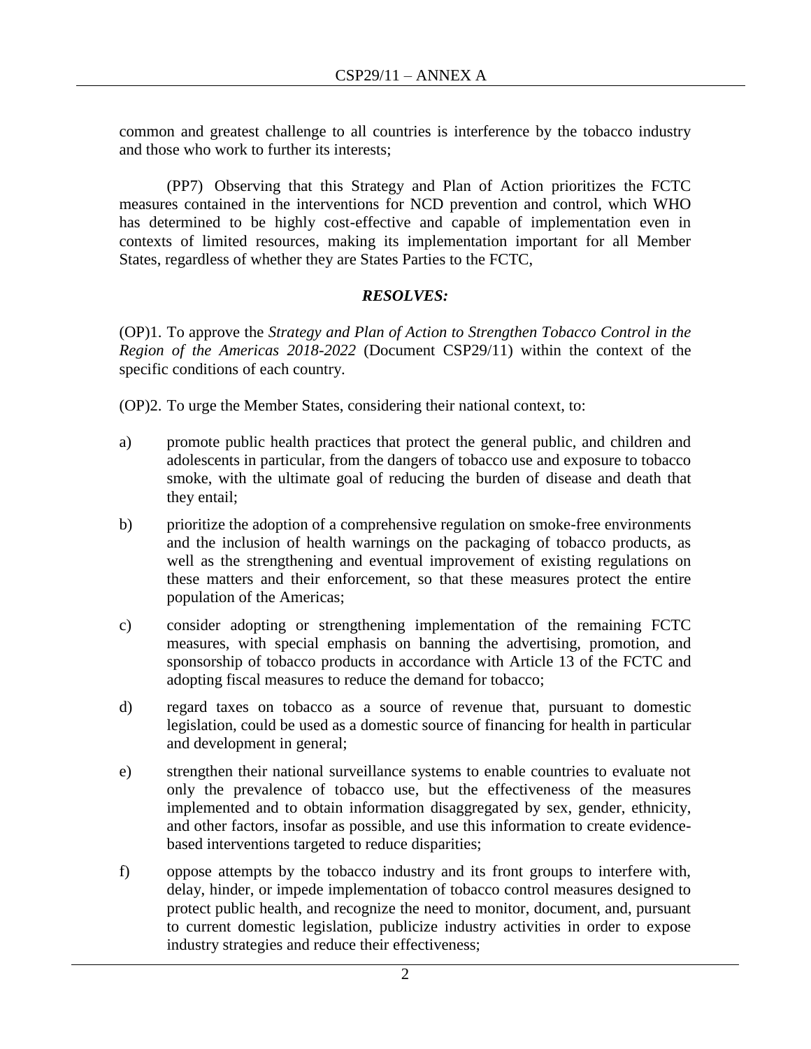common and greatest challenge to all countries is interference by the tobacco industry and those who work to further its interests;

(PP7) Observing that this Strategy and Plan of Action prioritizes the FCTC measures contained in the interventions for NCD prevention and control, which WHO has determined to be highly cost-effective and capable of implementation even in contexts of limited resources, making its implementation important for all Member States, regardless of whether they are States Parties to the FCTC,

***RESOLVES:***

(OP)1. To approve the *Strategy and Plan of Action to Strengthen Tobacco Control in the Region of the Americas 2018-2022* (Document CSP29/11) within the context of the specific conditions of each country.

(OP)2. To urge the Member States, considering their national context, to:

a) promote public health practices that protect the general public, and children and adolescents in particular, from the dangers of tobacco use and exposure to tobacco smoke, with the ultimate goal of reducing the burden of disease and death that they entail;

b) prioritize the adoption of a comprehensive regulation on smoke-free environments and the inclusion of health warnings on the packaging of tobacco products, as well as the strengthening and eventual improvement of existing regulations on these matters and their enforcement, so that these measures protect the entire population of the Americas;

c) consider adopting or strengthening implementation of the remaining FCTC measures, with special emphasis on banning the advertising, promotion, and sponsorship of tobacco products in accordance with Article 13 of the FCTC and adopting fiscal measures to reduce the demand for tobacco;

d) regard taxes on tobacco as a source of revenue that, pursuant to domestic legislation, could be used as a domestic source of financing for health in particular and development in general;

e) strengthen their national surveillance systems to enable countries to evaluate not only the prevalence of tobacco use, but the effectiveness of the measures implemented and to obtain information disaggregated by sex, gender, ethnicity, and other factors, insofar as possible, and use this information to create evidence-based interventions targeted to reduce disparities;

f) oppose attempts by the tobacco industry and its front groups to interfere with, delay, hinder, or impede implementation of tobacco control measures designed to protect public health, and recognize the need to monitor, document, and, pursuant to current domestic legislation, publicize industry activities in order to expose industry strategies and reduce their effectiveness;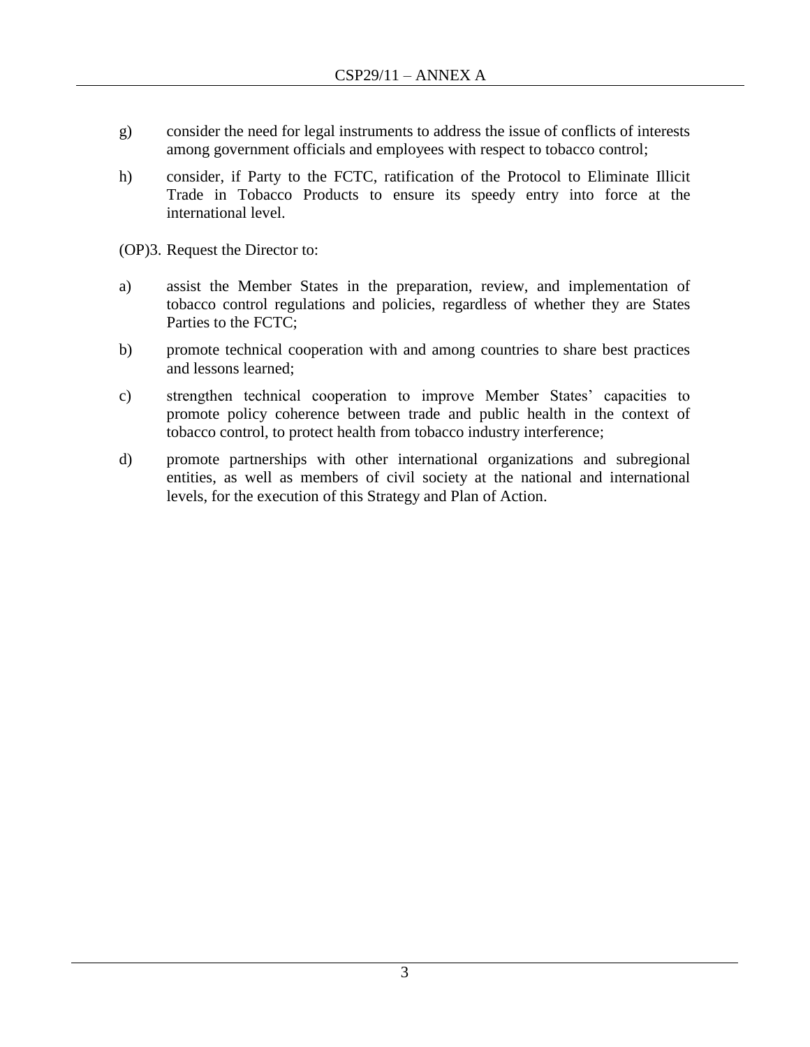g) consider the need for legal instruments to address the issue of conflicts of interests among government officials and employees with respect to tobacco control;

h) consider, if Party to the FCTC, ratification of the Protocol to Eliminate Illicit Trade in Tobacco Products to ensure its speedy entry into force at the international level.

(OP)3. Request the Director to:

a) assist the Member States in the preparation, review, and implementation of tobacco control regulations and policies, regardless of whether they are States Parties to the FCTC;

b) promote technical cooperation with and among countries to share best practices and lessons learned;

c) strengthen technical cooperation to improve Member States' capacities to promote policy coherence between trade and public health in the context of tobacco control, to protect health from tobacco industry interference;

d) promote partnerships with other international organizations and subregional entities, as well as members of civil society at the national and international levels, for the execution of this Strategy and Plan of Action.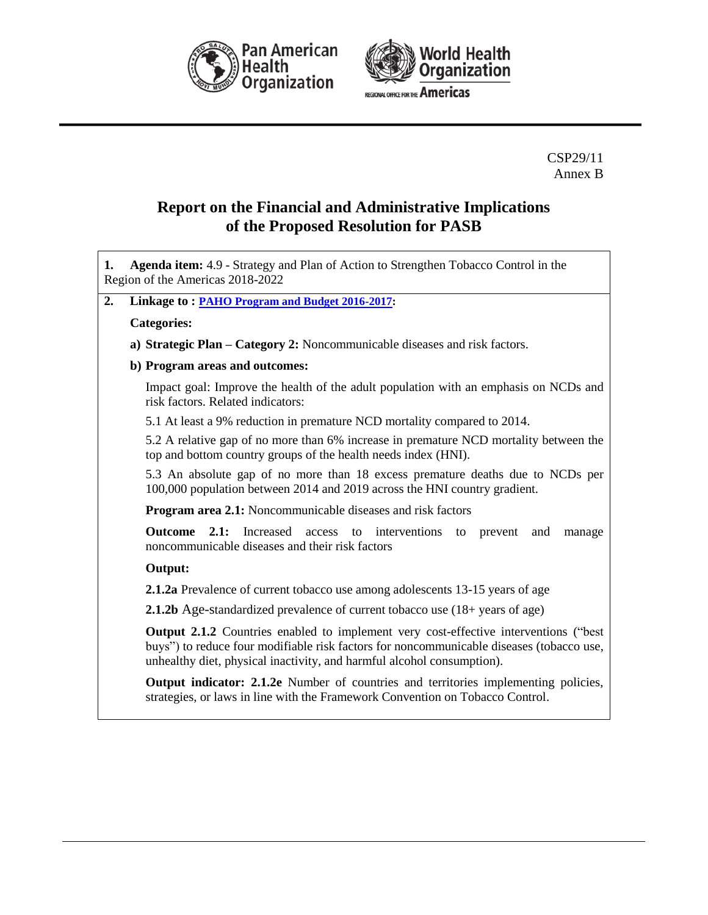CSP29/11
Annex B

# Report on the Financial and Administrative Implications of the Proposed Resolution for PASB

**1. Agenda item:** 4.9 - Strategy and Plan of Action to Strengthen Tobacco Control in the Region of the Americas 2018-2022

**2. Linkage to : PAHO Program and Budget 2016-2017:**

**Categories:**

**a) Strategic Plan – Category 2:** Noncommunicable diseases and risk factors.

**b) Program areas and outcomes:**

Impact goal: Improve the health of the adult population with an emphasis on NCDs and risk factors. Related indicators:

5.1 At least a 9% reduction in premature NCD mortality compared to 2014.

5.2 A relative gap of no more than 6% increase in premature NCD mortality between the top and bottom country groups of the health needs index (HNI).

5.3 An absolute gap of no more than 18 excess premature deaths due to NCDs per 100,000 population between 2014 and 2019 across the HNI country gradient.

**Program area 2.1:** Noncommunicable diseases and risk factors

**Outcome 2.1:** Increased access to interventions to prevent and manage noncommunicable diseases and their risk factors

**Output:**

**2.1.2a** Prevalence of current tobacco use among adolescents 13-15 years of age

**2.1.2b** Age-standardized prevalence of current tobacco use (18+ years of age)

**Output 2.1.2** Countries enabled to implement very cost-effective interventions ("best buys") to reduce four modifiable risk factors for noncommunicable diseases (tobacco use, unhealthy diet, physical inactivity, and harmful alcohol consumption).

**Output indicator: 2.1.2e** Number of countries and territories implementing policies, strategies, or laws in line with the Framework Convention on Tobacco Control.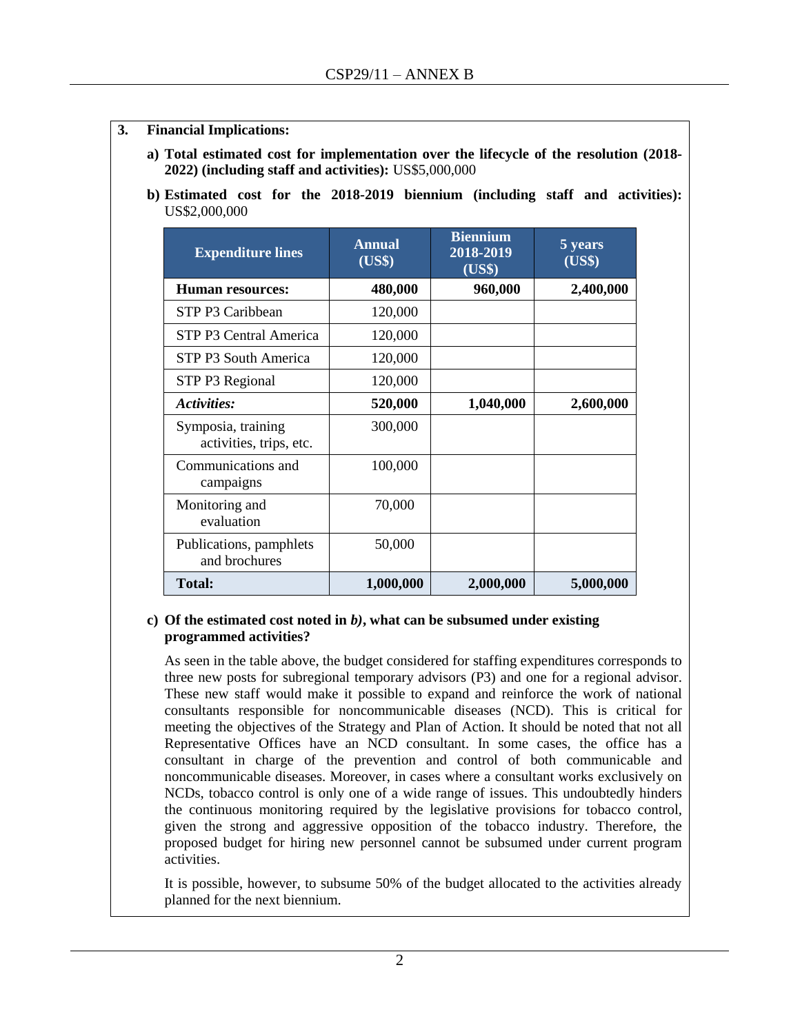3. **Financial Implications:**

   a) **Total estimated cost for implementation over the lifecycle of the resolution (2018-2022) (including staff and activities):** US$5,000,000

   b) **Estimated cost for the 2018-2019 biennium (including staff and activities):** US$2,000,000

| Expenditure lines | Annual (US$) | Biennium 2018-2019 (US$) | 5 years (US$) |
|---|---|---|---|
| **Human resources:** | **480,000** | **960,000** | **2,400,000** |
| STP P3 Caribbean | 120,000 | | |
| STP P3 Central America | 120,000 | | |
| STP P3 South America | 120,000 | | |
| STP P3 Regional | 120,000 | | |
| ***Activities:*** | **520,000** | **1,040,000** | **2,600,000** |
| Symposia, training activities, trips, etc. | 300,000 | | |
| Communications and campaigns | 100,000 | | |
| Monitoring and evaluation | 70,000 | | |
| Publications, pamphlets and brochures | 50,000 | | |
| **Total:** | **1,000,000** | **2,000,000** | **5,000,000** |

   c) **Of the estimated cost noted in *b)*, what can be subsumed under existing programmed activities?**

   As seen in the table above, the budget considered for staffing expenditures corresponds to three new posts for subregional temporary advisors (P3) and one for a regional advisor. These new staff would make it possible to expand and reinforce the work of national consultants responsible for noncommunicable diseases (NCD). This is critical for meeting the objectives of the Strategy and Plan of Action. It should be noted that not all Representative Offices have an NCD consultant. In some cases, the office has a consultant in charge of the prevention and control of both communicable and noncommunicable diseases. Moreover, in cases where a consultant works exclusively on NCDs, tobacco control is only one of a wide range of issues. This undoubtedly hinders the continuous monitoring required by the legislative provisions for tobacco control, given the strong and aggressive opposition of the tobacco industry. Therefore, the proposed budget for hiring new personnel cannot be subsumed under current program activities.

   It is possible, however, to subsume 50% of the budget allocated to the activities already planned for the next biennium.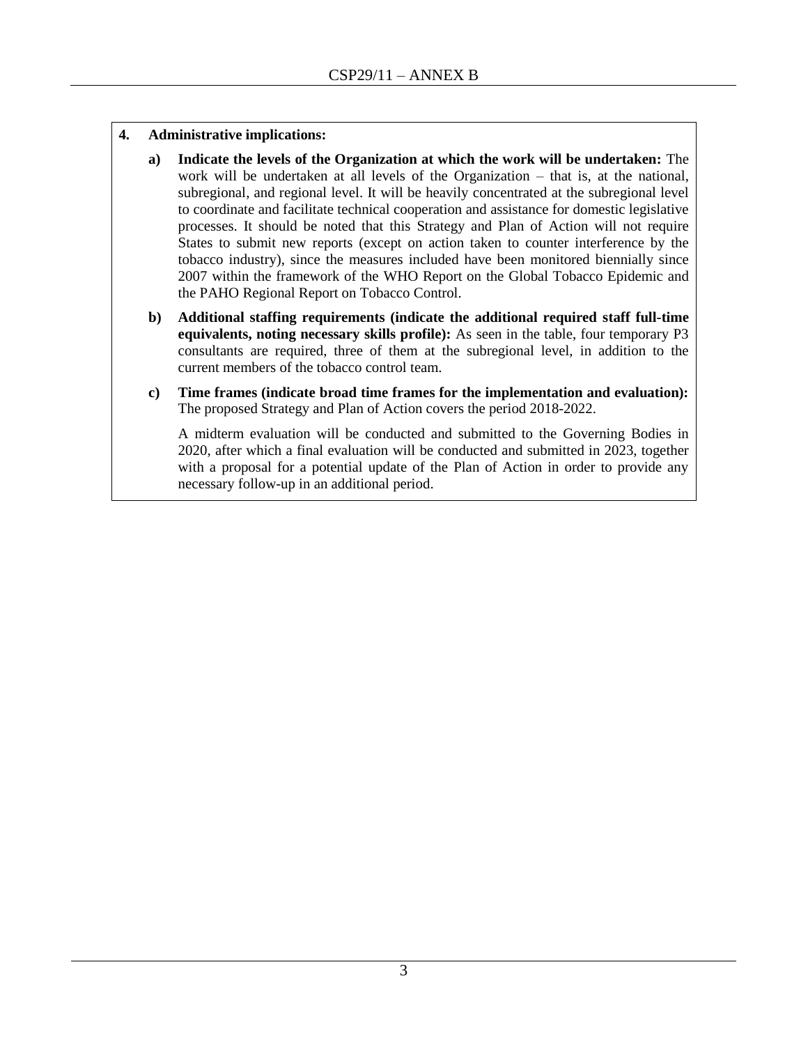**4. Administrative implications:**

**a) Indicate the levels of the Organization at which the work will be undertaken:** The work will be undertaken at all levels of the Organization – that is, at the national, subregional, and regional level. It will be heavily concentrated at the subregional level to coordinate and facilitate technical cooperation and assistance for domestic legislative processes. It should be noted that this Strategy and Plan of Action will not require States to submit new reports (except on action taken to counter interference by the tobacco industry), since the measures included have been monitored biennially since 2007 within the framework of the WHO Report on the Global Tobacco Epidemic and the PAHO Regional Report on Tobacco Control.

**b) Additional staffing requirements (indicate the additional required staff full-time equivalents, noting necessary skills profile):** As seen in the table, four temporary P3 consultants are required, three of them at the subregional level, in addition to the current members of the tobacco control team.

**c) Time frames (indicate broad time frames for the implementation and evaluation):** The proposed Strategy and Plan of Action covers the period 2018-2022.

A midterm evaluation will be conducted and submitted to the Governing Bodies in 2020, after which a final evaluation will be conducted and submitted in 2023, together with a proposal for a potential update of the Plan of Action in order to provide any necessary follow-up in an additional period.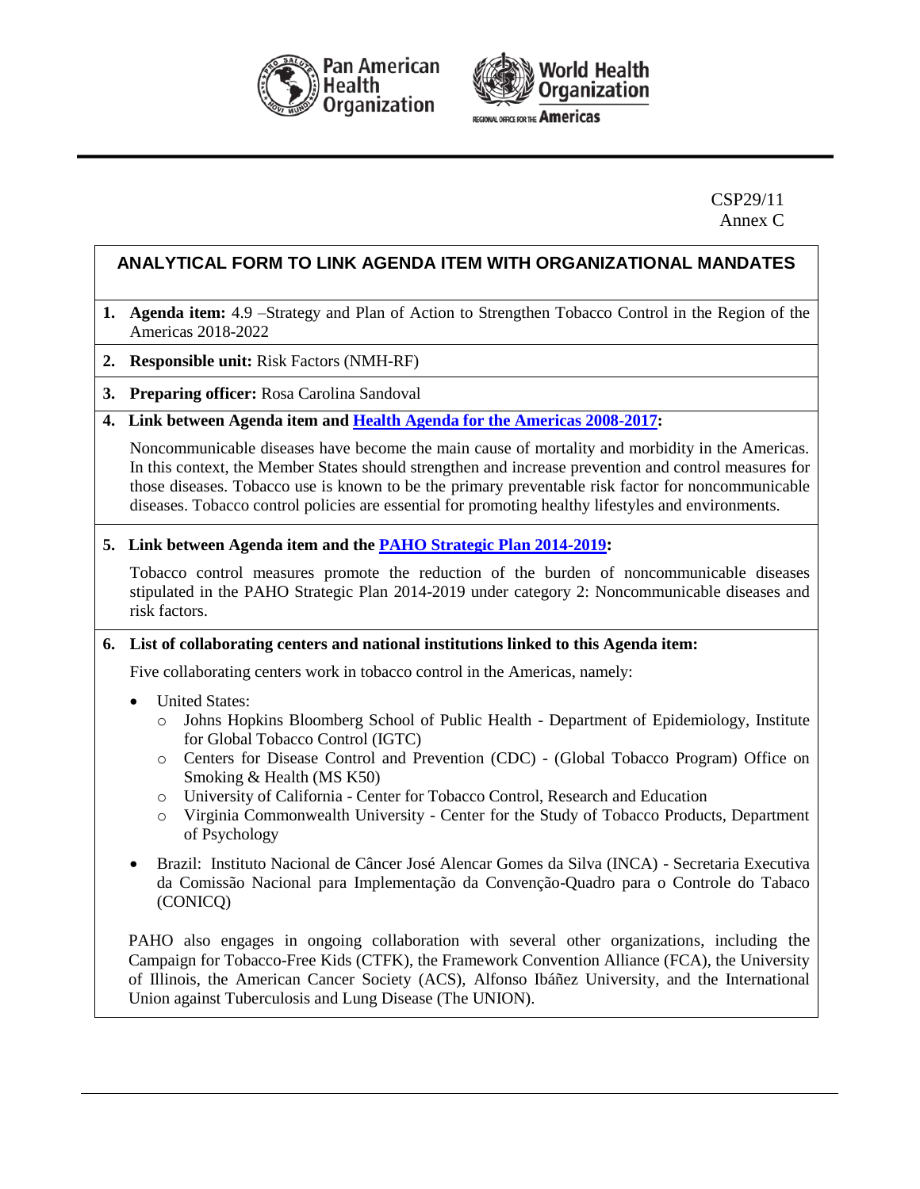CSP29/11
Annex C

## ANALYTICAL FORM TO LINK AGENDA ITEM WITH ORGANIZATIONAL MANDATES

1. **Agenda item:** 4.9 –Strategy and Plan of Action to Strengthen Tobacco Control in the Region of the Americas 2018-2022

2. **Responsible unit:** Risk Factors (NMH-RF)

3. **Preparing officer:** Rosa Carolina Sandoval

4. **Link between Agenda item and Health Agenda for the Americas 2008-2017:**

   Noncommunicable diseases have become the main cause of mortality and morbidity in the Americas. In this context, the Member States should strengthen and increase prevention and control measures for those diseases. Tobacco use is known to be the primary preventable risk factor for noncommunicable diseases. Tobacco control policies are essential for promoting healthy lifestyles and environments.

5. **Link between Agenda item and the PAHO Strategic Plan 2014-2019:**

   Tobacco control measures promote the reduction of the burden of noncommunicable diseases stipulated in the PAHO Strategic Plan 2014-2019 under category 2: Noncommunicable diseases and risk factors.

6. **List of collaborating centers and national institutions linked to this Agenda item:**

   Five collaborating centers work in tobacco control in the Americas, namely:

   - United States:
     - Johns Hopkins Bloomberg School of Public Health - Department of Epidemiology, Institute for Global Tobacco Control (IGTC)
     - Centers for Disease Control and Prevention (CDC) - (Global Tobacco Program) Office on Smoking & Health (MS K50)
     - University of California - Center for Tobacco Control, Research and Education
     - Virginia Commonwealth University - Center for the Study of Tobacco Products, Department of Psychology
   - Brazil: Instituto Nacional de Câncer José Alencar Gomes da Silva (INCA) - Secretaria Executiva da Comissão Nacional para Implementação da Convenção-Quadro para o Controle do Tabaco (CONICQ)

   PAHO also engages in ongoing collaboration with several other organizations, including the Campaign for Tobacco-Free Kids (CTFK), the Framework Convention Alliance (FCA), the University of Illinois, the American Cancer Society (ACS), Alfonso Ibáñez University, and the International Union against Tuberculosis and Lung Disease (The UNION).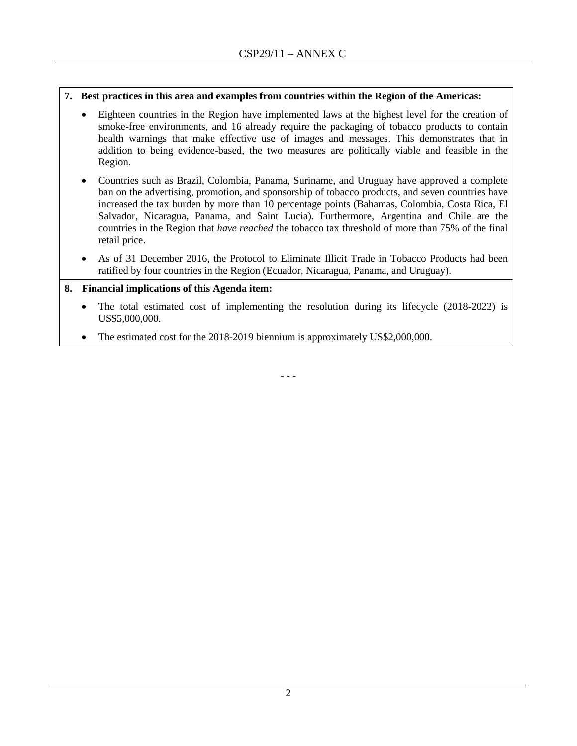**7. Best practices in this area and examples from countries within the Region of the Americas:**

- Eighteen countries in the Region have implemented laws at the highest level for the creation of smoke-free environments, and 16 already require the packaging of tobacco products to contain health warnings that make effective use of images and messages. This demonstrates that in addition to being evidence-based, the two measures are politically viable and feasible in the Region.
- Countries such as Brazil, Colombia, Panama, Suriname, and Uruguay have approved a complete ban on the advertising, promotion, and sponsorship of tobacco products, and seven countries have increased the tax burden by more than 10 percentage points (Bahamas, Colombia, Costa Rica, El Salvador, Nicaragua, Panama, and Saint Lucia). Furthermore, Argentina and Chile are the countries in the Region that *have reached* the tobacco tax threshold of more than 75% of the final retail price.
- As of 31 December 2016, the Protocol to Eliminate Illicit Trade in Tobacco Products had been ratified by four countries in the Region (Ecuador, Nicaragua, Panama, and Uruguay).

**8. Financial implications of this Agenda item:**

- The total estimated cost of implementing the resolution during its lifecycle (2018-2022) is US$5,000,000.
- The estimated cost for the 2018-2019 biennium is approximately US$2,000,000.

- - -